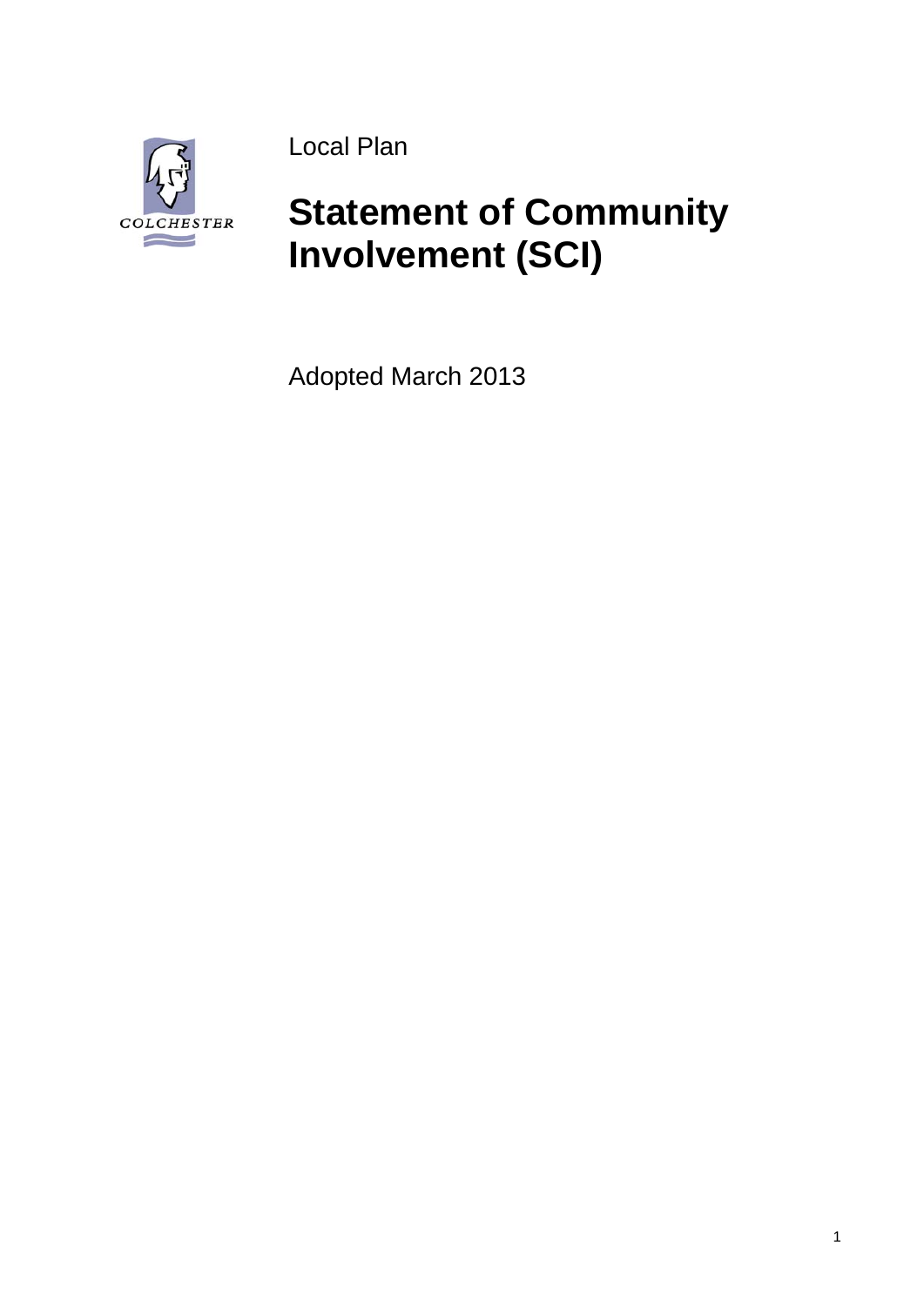COLCHESTER

Local Plan

# Statement of Community Involvement (SCI)

Adopted March 2013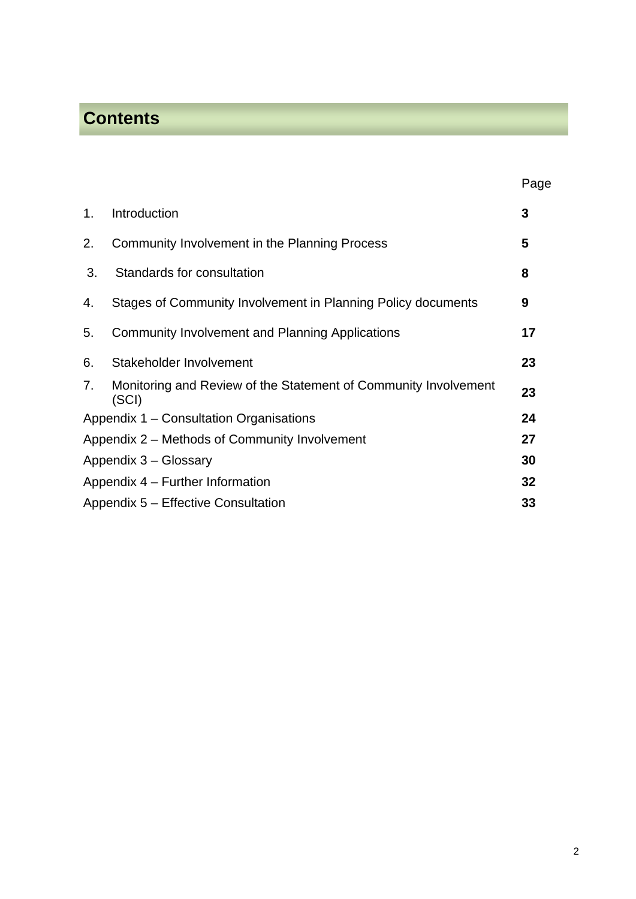# Contents

| | | Page |
|---|---|---|
| 1. | Introduction | **3** |
| 2. | Community Involvement in the Planning Process | **5** |
| 3. | Standards for consultation | **8** |
| 4. | Stages of Community Involvement in Planning Policy documents | **9** |
| 5. | Community Involvement and Planning Applications | **17** |
| 6. | Stakeholder Involvement | **23** |
| 7. | Monitoring and Review of the Statement of Community Involvement (SCI) | **23** |
| Appendix 1 – Consultation Organisations | | **24** |
| Appendix 2 – Methods of Community Involvement | | **27** |
| Appendix 3 – Glossary | | **30** |
| Appendix 4 – Further Information | | **32** |
| Appendix 5 – Effective Consultation | | **33** |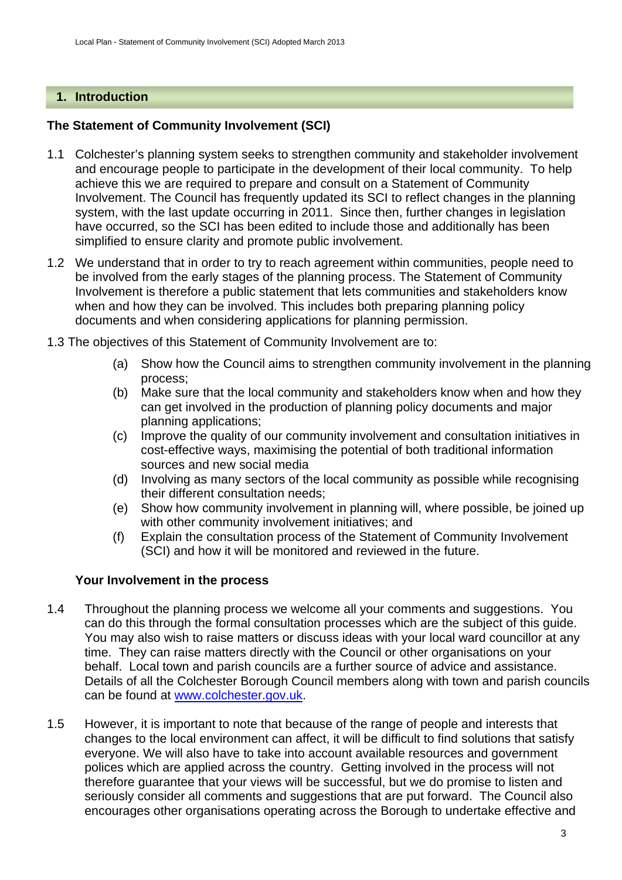## 1. Introduction

### The Statement of Community Involvement (SCI)

1.1 Colchester's planning system seeks to strengthen community and stakeholder involvement and encourage people to participate in the development of their local community. To help achieve this we are required to prepare and consult on a Statement of Community Involvement. The Council has frequently updated its SCI to reflect changes in the planning system, with the last update occurring in 2011. Since then, further changes in legislation have occurred, so the SCI has been edited to include those and additionally has been simplified to ensure clarity and promote public involvement.

1.2 We understand that in order to try to reach agreement within communities, people need to be involved from the early stages of the planning process. The Statement of Community Involvement is therefore a public statement that lets communities and stakeholders know when and how they can be involved. This includes both preparing planning policy documents and when considering applications for planning permission.

1.3 The objectives of this Statement of Community Involvement are to:

- (a) Show how the Council aims to strengthen community involvement in the planning process;
- (b) Make sure that the local community and stakeholders know when and how they can get involved in the production of planning policy documents and major planning applications;
- (c) Improve the quality of our community involvement and consultation initiatives in cost-effective ways, maximising the potential of both traditional information sources and new social media
- (d) Involving as many sectors of the local community as possible while recognising their different consultation needs;
- (e) Show how community involvement in planning will, where possible, be joined up with other community involvement initiatives; and
- (f) Explain the consultation process of the Statement of Community Involvement (SCI) and how it will be monitored and reviewed in the future.

### Your Involvement in the process

1.4 Throughout the planning process we welcome all your comments and suggestions. You can do this through the formal consultation processes which are the subject of this guide. You may also wish to raise matters or discuss ideas with your local ward councillor at any time. They can raise matters directly with the Council or other organisations on your behalf. Local town and parish councils are a further source of advice and assistance. Details of all the Colchester Borough Council members along with town and parish councils can be found at [www.colchester.gov.uk](http://www.colchester.gov.uk).

1.5 However, it is important to note that because of the range of people and interests that changes to the local environment can affect, it will be difficult to find solutions that satisfy everyone. We will also have to take into account available resources and government polices which are applied across the country. Getting involved in the process will not therefore guarantee that your views will be successful, but we do promise to listen and seriously consider all comments and suggestions that are put forward. The Council also encourages other organisations operating across the Borough to undertake effective and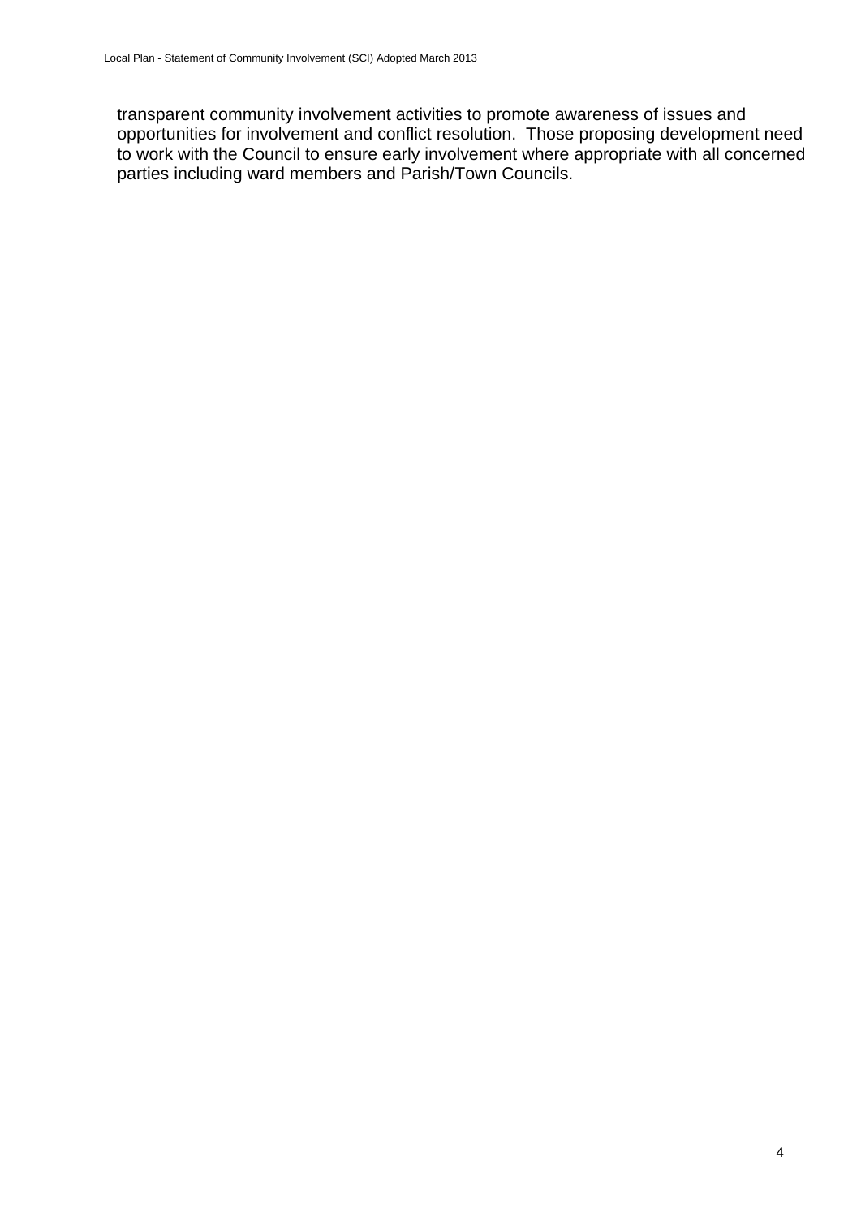transparent community involvement activities to promote awareness of issues and opportunities for involvement and conflict resolution. Those proposing development need to work with the Council to ensure early involvement where appropriate with all concerned parties including ward members and Parish/Town Councils.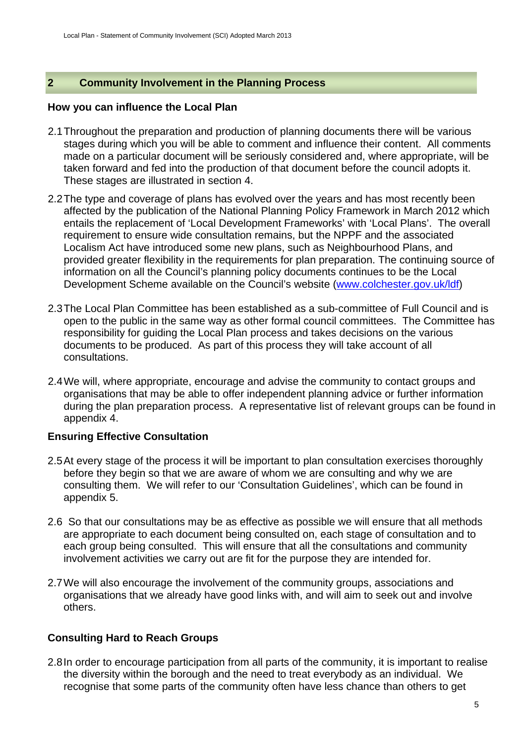## 2 Community Involvement in the Planning Process

### How you can influence the Local Plan

2.1 Throughout the preparation and production of planning documents there will be various stages during which you will be able to comment and influence their content. All comments made on a particular document will be seriously considered and, where appropriate, will be taken forward and fed into the production of that document before the council adopts it. These stages are illustrated in section 4.

2.2 The type and coverage of plans has evolved over the years and has most recently been affected by the publication of the National Planning Policy Framework in March 2012 which entails the replacement of 'Local Development Frameworks' with 'Local Plans'. The overall requirement to ensure wide consultation remains, but the NPPF and the associated Localism Act have introduced some new plans, such as Neighbourhood Plans, and provided greater flexibility in the requirements for plan preparation. The continuing source of information on all the Council's planning policy documents continues to be the Local Development Scheme available on the Council's website (www.colchester.gov.uk/ldf)

2.3 The Local Plan Committee has been established as a sub-committee of Full Council and is open to the public in the same way as other formal council committees. The Committee has responsibility for guiding the Local Plan process and takes decisions on the various documents to be produced. As part of this process they will take account of all consultations.

2.4 We will, where appropriate, encourage and advise the community to contact groups and organisations that may be able to offer independent planning advice or further information during the plan preparation process. A representative list of relevant groups can be found in appendix 4.

### Ensuring Effective Consultation

2.5 At every stage of the process it will be important to plan consultation exercises thoroughly before they begin so that we are aware of whom we are consulting and why we are consulting them. We will refer to our 'Consultation Guidelines', which can be found in appendix 5.

2.6 So that our consultations may be as effective as possible we will ensure that all methods are appropriate to each document being consulted on, each stage of consultation and to each group being consulted. This will ensure that all the consultations and community involvement activities we carry out are fit for the purpose they are intended for.

2.7 We will also encourage the involvement of the community groups, associations and organisations that we already have good links with, and will aim to seek out and involve others.

### Consulting Hard to Reach Groups

2.8 In order to encourage participation from all parts of the community, it is important to realise the diversity within the borough and the need to treat everybody as an individual. We recognise that some parts of the community often have less chance than others to get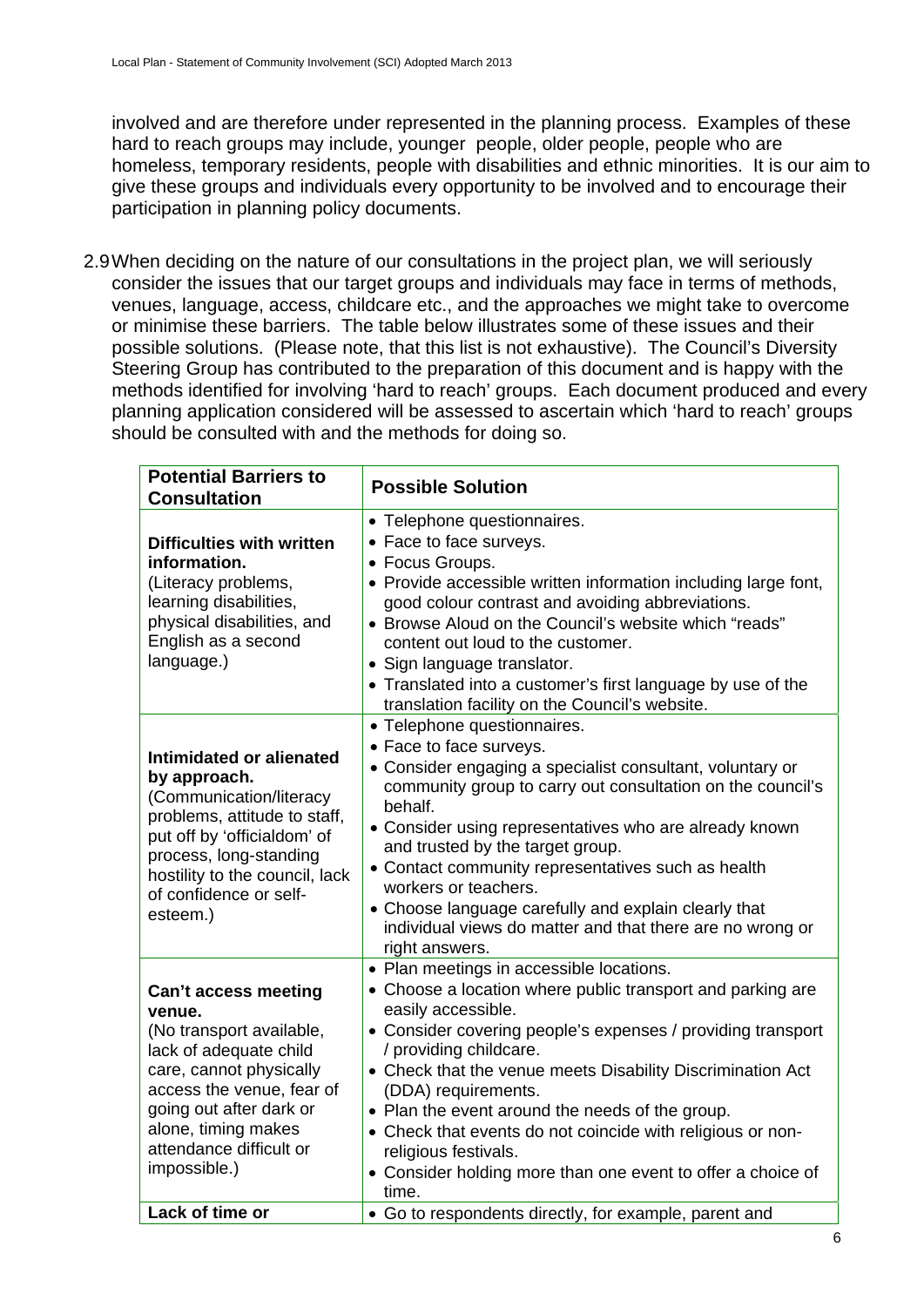involved and are therefore under represented in the planning process. Examples of these hard to reach groups may include, younger people, older people, people who are homeless, temporary residents, people with disabilities and ethnic minorities. It is our aim to give these groups and individuals every opportunity to be involved and to encourage their participation in planning policy documents.

2.9 When deciding on the nature of our consultations in the project plan, we will seriously consider the issues that our target groups and individuals may face in terms of methods, venues, language, access, childcare etc., and the approaches we might take to overcome or minimise these barriers. The table below illustrates some of these issues and their possible solutions. (Please note, that this list is not exhaustive). The Council's Diversity Steering Group has contributed to the preparation of this document and is happy with the methods identified for involving 'hard to reach' groups. Each document produced and every planning application considered will be assessed to ascertain which 'hard to reach' groups should be consulted with and the methods for doing so.

| Potential Barriers to Consultation | Possible Solution |
|---|---|
| **Difficulties with written information.** (Literacy problems, learning disabilities, physical disabilities, and English as a second language.) | • Telephone questionnaires.<br>• Face to face surveys.<br>• Focus Groups.<br>• Provide accessible written information including large font, good colour contrast and avoiding abbreviations.<br>• Browse Aloud on the Council's website which "reads" content out loud to the customer.<br>• Sign language translator.<br>• Translated into a customer's first language by use of the translation facility on the Council's website. |
| **Intimidated or alienated by approach.** (Communication/literacy problems, attitude to staff, put off by 'officialdom' of process, long-standing hostility to the council, lack of confidence or self-esteem.) | • Telephone questionnaires.<br>• Face to face surveys.<br>• Consider engaging a specialist consultant, voluntary or community group to carry out consultation on the council's behalf.<br>• Consider using representatives who are already known and trusted by the target group.<br>• Contact community representatives such as health workers or teachers.<br>• Choose language carefully and explain clearly that individual views do matter and that there are no wrong or right answers. |
| **Can't access meeting venue.** (No transport available, lack of adequate child care, cannot physically access the venue, fear of going out after dark or alone, timing makes attendance difficult or impossible.) | • Plan meetings in accessible locations.<br>• Choose a location where public transport and parking are easily accessible.<br>• Consider covering people's expenses / providing transport / providing childcare.<br>• Check that the venue meets Disability Discrimination Act (DDA) requirements.<br>• Plan the event around the needs of the group.<br>• Check that events do not coincide with religious or non-religious festivals.<br>• Consider holding more than one event to offer a choice of time. |
| **Lack of time or** | • Go to respondents directly, for example, parent and |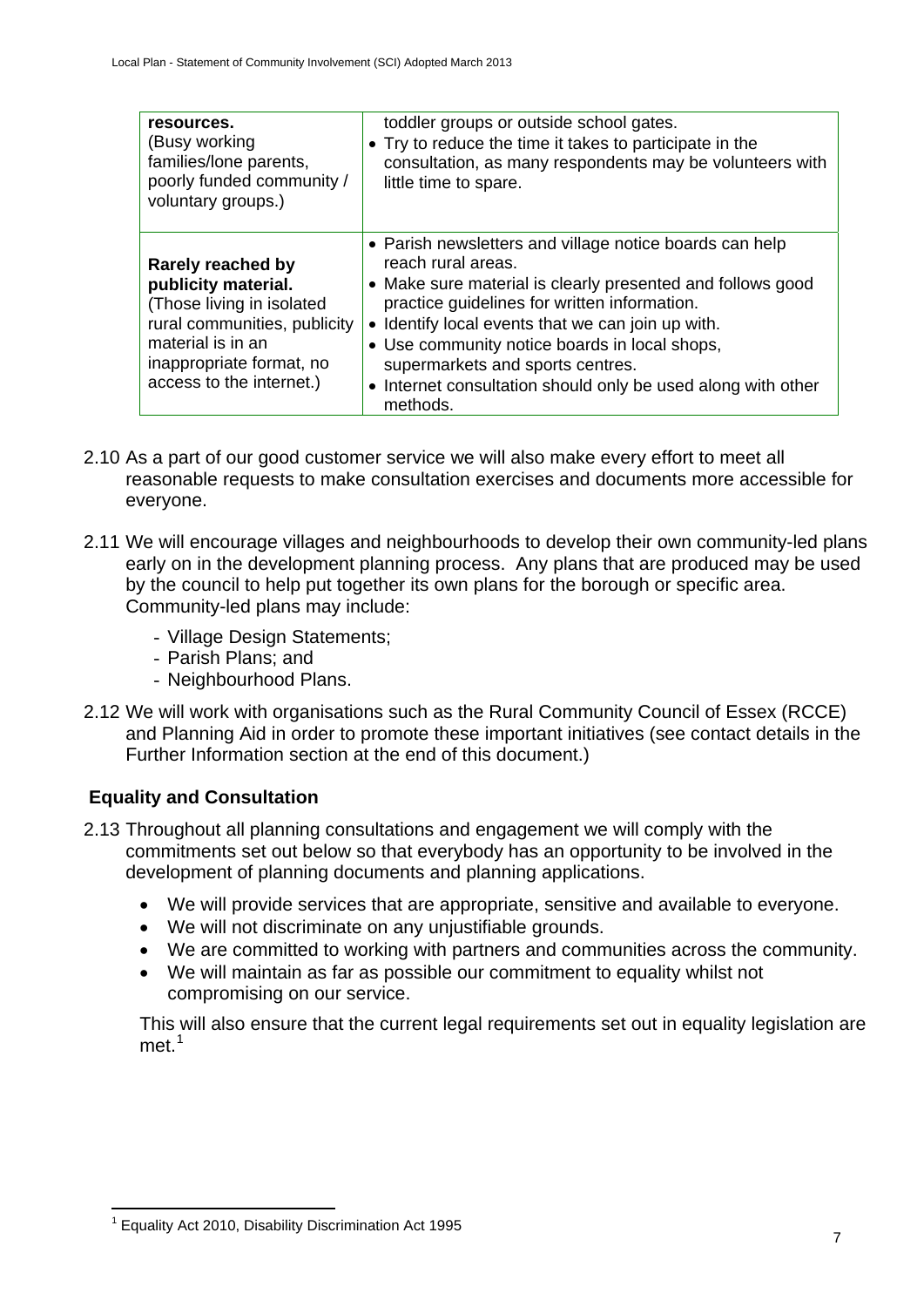| | |
|---|---|
| **resources.** (Busy working families/lone parents, poorly funded community / voluntary groups.) | toddler groups or outside school gates. <br>• Try to reduce the time it takes to participate in the consultation, as many respondents may be volunteers with little time to spare. |
| **Rarely reached by publicity material.** (Those living in isolated rural communities, publicity material is in an inappropriate format, no access to the internet.) | • Parish newsletters and village notice boards can help reach rural areas. <br>• Make sure material is clearly presented and follows good practice guidelines for written information. <br>• Identify local events that we can join up with. <br>• Use community notice boards in local shops, supermarkets and sports centres. <br>• Internet consultation should only be used along with other methods. |

2.10 As a part of our good customer service we will also make every effort to meet all reasonable requests to make consultation exercises and documents more accessible for everyone.

2.11 We will encourage villages and neighbourhoods to develop their own community-led plans early on in the development planning process. Any plans that are produced may be used by the council to help put together its own plans for the borough or specific area. Community-led plans may include:

- Village Design Statements;
- Parish Plans; and
- Neighbourhood Plans.

2.12 We will work with organisations such as the Rural Community Council of Essex (RCCE) and Planning Aid in order to promote these important initiatives (see contact details in the Further Information section at the end of this document.)

## Equality and Consultation

2.13 Throughout all planning consultations and engagement we will comply with the commitments set out below so that everybody has an opportunity to be involved in the development of planning documents and planning applications.

- We will provide services that are appropriate, sensitive and available to everyone.
- We will not discriminate on any unjustifiable grounds.
- We are committed to working with partners and communities across the community.
- We will maintain as far as possible our commitment to equality whilst not compromising on our service.

This will also ensure that the current legal requirements set out in equality legislation are met.[1]

---

[1] Equality Act 2010, Disability Discrimination Act 1995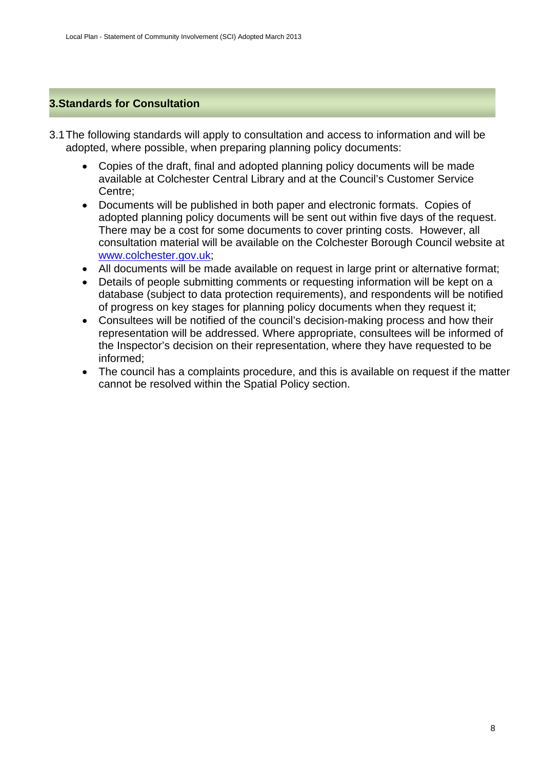## 3. Standards for Consultation

3.1 The following standards will apply to consultation and access to information and will be adopted, where possible, when preparing planning policy documents:

- Copies of the draft, final and adopted planning policy documents will be made available at Colchester Central Library and at the Council's Customer Service Centre;
- Documents will be published in both paper and electronic formats. Copies of adopted planning policy documents will be sent out within five days of the request. There may be a cost for some documents to cover printing costs. However, all consultation material will be available on the Colchester Borough Council website at www.colchester.gov.uk;
- All documents will be made available on request in large print or alternative format;
- Details of people submitting comments or requesting information will be kept on a database (subject to data protection requirements), and respondents will be notified of progress on key stages for planning policy documents when they request it;
- Consultees will be notified of the council's decision-making process and how their representation will be addressed. Where appropriate, consultees will be informed of the Inspector's decision on their representation, where they have requested to be informed;
- The council has a complaints procedure, and this is available on request if the matter cannot be resolved within the Spatial Policy section.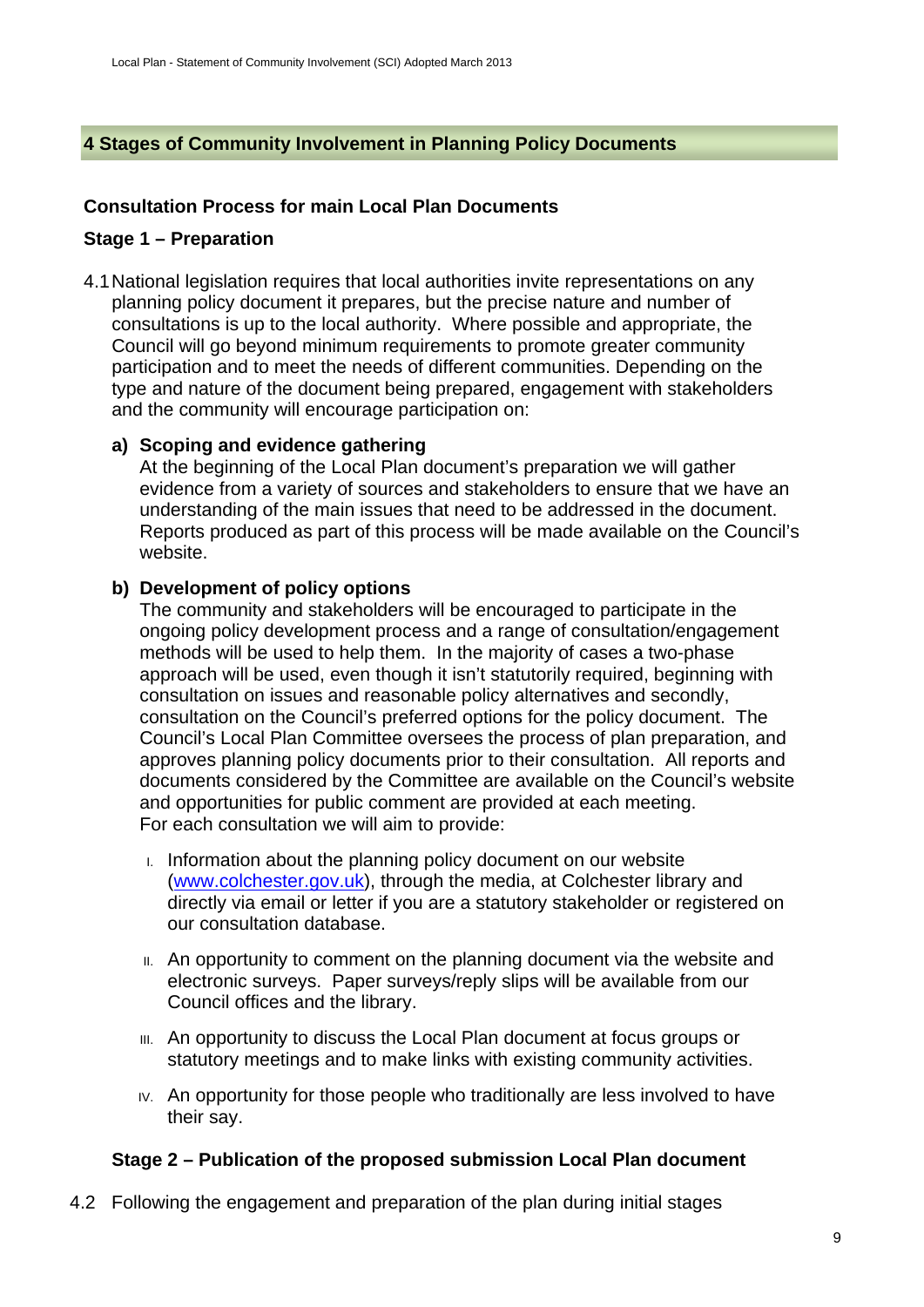## 4 Stages of Community Involvement in Planning Policy Documents

### Consultation Process for main Local Plan Documents

### Stage 1 – Preparation

4.1 National legislation requires that local authorities invite representations on any planning policy document it prepares, but the precise nature and number of consultations is up to the local authority. Where possible and appropriate, the Council will go beyond minimum requirements to promote greater community participation and to meet the needs of different communities. Depending on the type and nature of the document being prepared, engagement with stakeholders and the community will encourage participation on:

**a) Scoping and evidence gathering**

At the beginning of the Local Plan document's preparation we will gather evidence from a variety of sources and stakeholders to ensure that we have an understanding of the main issues that need to be addressed in the document. Reports produced as part of this process will be made available on the Council's website.

**b) Development of policy options**

The community and stakeholders will be encouraged to participate in the ongoing policy development process and a range of consultation/engagement methods will be used to help them. In the majority of cases a two-phase approach will be used, even though it isn't statutorily required, beginning with consultation on issues and reasonable policy alternatives and secondly, consultation on the Council's preferred options for the policy document. The Council's Local Plan Committee oversees the process of plan preparation, and approves planning policy documents prior to their consultation. All reports and documents considered by the Committee are available on the Council's website and opportunities for public comment are provided at each meeting.
For each consultation we will aim to provide:

I. Information about the planning policy document on our website (www.colchester.gov.uk), through the media, at Colchester library and directly via email or letter if you are a statutory stakeholder or registered on our consultation database.

II. An opportunity to comment on the planning document via the website and electronic surveys. Paper surveys/reply slips will be available from our Council offices and the library.

III. An opportunity to discuss the Local Plan document at focus groups or statutory meetings and to make links with existing community activities.

IV. An opportunity for those people who traditionally are less involved to have their say.

### Stage 2 – Publication of the proposed submission Local Plan document

4.2 Following the engagement and preparation of the plan during initial stages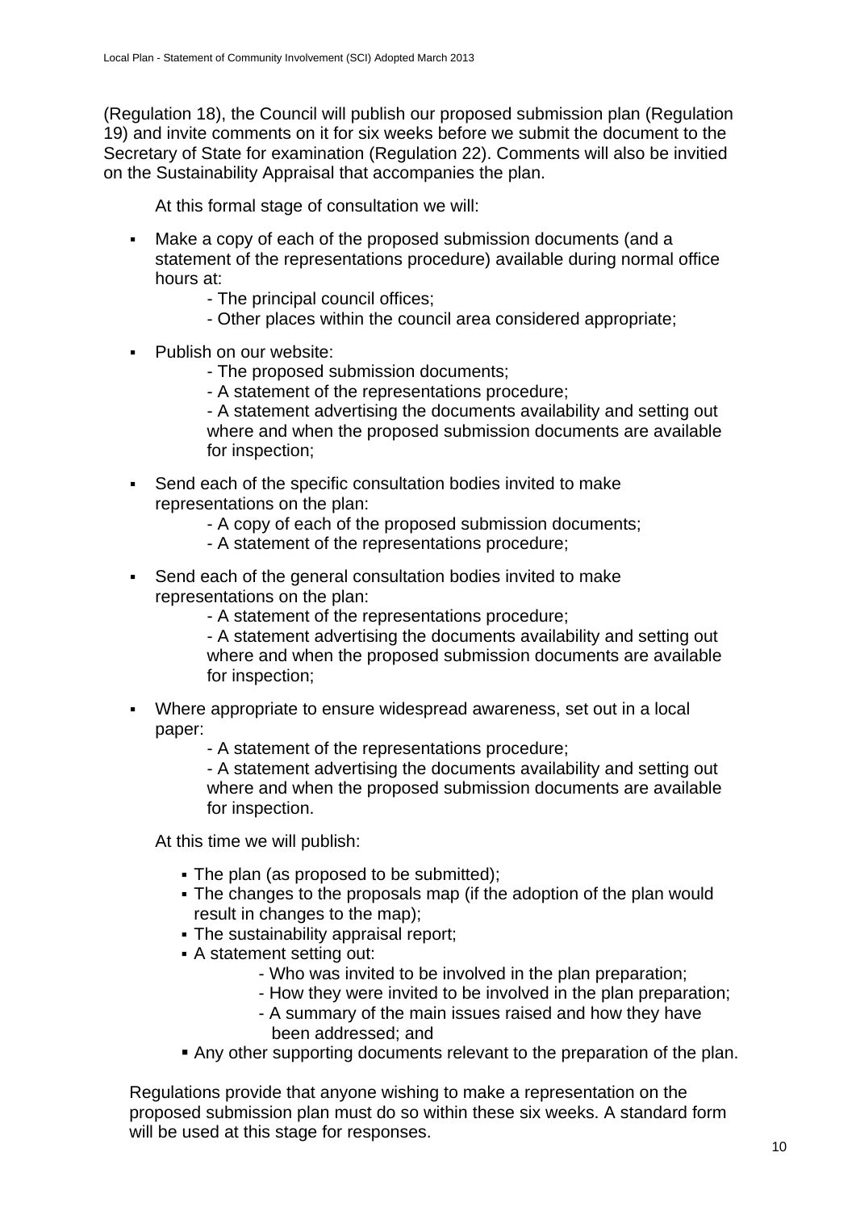(Regulation 18), the Council will publish our proposed submission plan (Regulation 19) and invite comments on it for six weeks before we submit the document to the Secretary of State for examination (Regulation 22). Comments will also be invitied on the Sustainability Appraisal that accompanies the plan.

At this formal stage of consultation we will:

- Make a copy of each of the proposed submission documents (and a statement of the representations procedure) available during normal office hours at:
  - The principal council offices;
  - Other places within the council area considered appropriate;
- Publish on our website:
  - The proposed submission documents;
  - A statement of the representations procedure;
  - A statement advertising the documents availability and setting out where and when the proposed submission documents are available for inspection;
- Send each of the specific consultation bodies invited to make representations on the plan:
  - A copy of each of the proposed submission documents;
  - A statement of the representations procedure;
- Send each of the general consultation bodies invited to make representations on the plan:
  - A statement of the representations procedure;
  - A statement advertising the documents availability and setting out where and when the proposed submission documents are available for inspection;
- Where appropriate to ensure widespread awareness, set out in a local paper:
  - A statement of the representations procedure;
  - A statement advertising the documents availability and setting out where and when the proposed submission documents are available for inspection.

At this time we will publish:

- The plan (as proposed to be submitted);
- The changes to the proposals map (if the adoption of the plan would result in changes to the map);
- The sustainability appraisal report;
- A statement setting out:
  - Who was invited to be involved in the plan preparation;
  - How they were invited to be involved in the plan preparation;
  - A summary of the main issues raised and how they have been addressed; and
- Any other supporting documents relevant to the preparation of the plan.

Regulations provide that anyone wishing to make a representation on the proposed submission plan must do so within these six weeks. A standard form will be used at this stage for responses.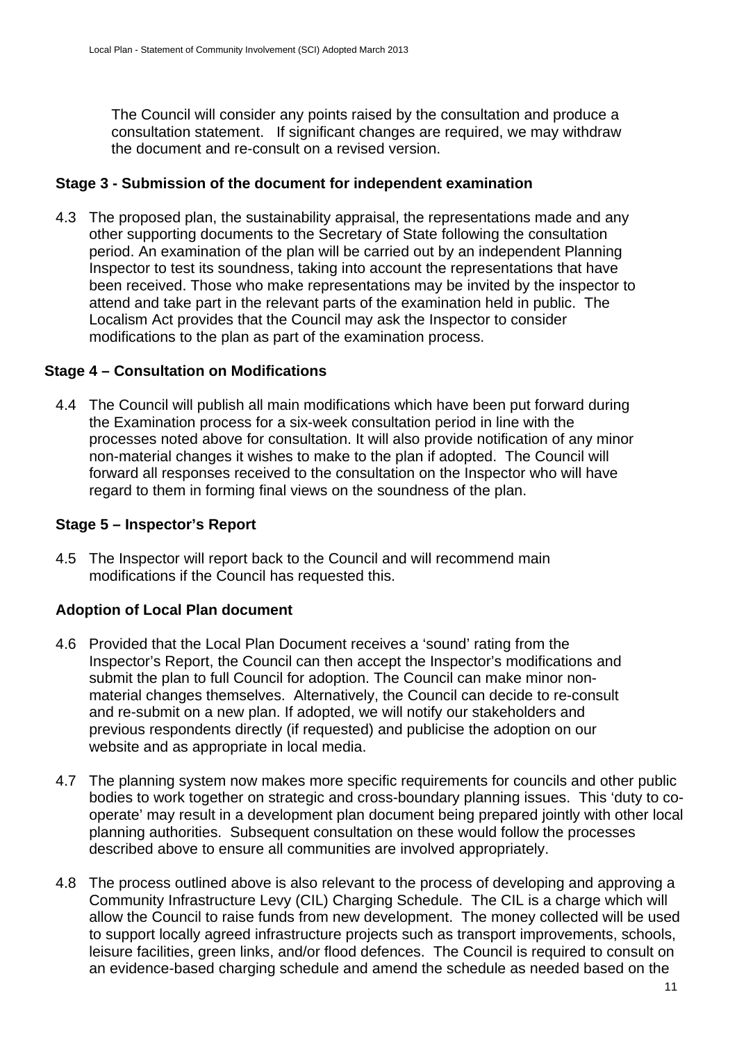The Council will consider any points raised by the consultation and produce a consultation statement. If significant changes are required, we may withdraw the document and re-consult on a revised version.

**Stage 3 - Submission of the document for independent examination**

4.3 The proposed plan, the sustainability appraisal, the representations made and any other supporting documents to the Secretary of State following the consultation period. An examination of the plan will be carried out by an independent Planning Inspector to test its soundness, taking into account the representations that have been received. Those who make representations may be invited by the inspector to attend and take part in the relevant parts of the examination held in public. The Localism Act provides that the Council may ask the Inspector to consider modifications to the plan as part of the examination process.

**Stage 4 – Consultation on Modifications**

4.4 The Council will publish all main modifications which have been put forward during the Examination process for a six-week consultation period in line with the processes noted above for consultation. It will also provide notification of any minor non-material changes it wishes to make to the plan if adopted. The Council will forward all responses received to the consultation on the Inspector who will have regard to them in forming final views on the soundness of the plan.

**Stage 5 – Inspector's Report**

4.5 The Inspector will report back to the Council and will recommend main modifications if the Council has requested this.

**Adoption of Local Plan document**

4.6 Provided that the Local Plan Document receives a 'sound' rating from the Inspector's Report, the Council can then accept the Inspector's modifications and submit the plan to full Council for adoption. The Council can make minor non-material changes themselves. Alternatively, the Council can decide to re-consult and re-submit on a new plan. If adopted, we will notify our stakeholders and previous respondents directly (if requested) and publicise the adoption on our website and as appropriate in local media.

4.7 The planning system now makes more specific requirements for councils and other public bodies to work together on strategic and cross-boundary planning issues. This 'duty to co-operate' may result in a development plan document being prepared jointly with other local planning authorities. Subsequent consultation on these would follow the processes described above to ensure all communities are involved appropriately.

4.8 The process outlined above is also relevant to the process of developing and approving a Community Infrastructure Levy (CIL) Charging Schedule. The CIL is a charge which will allow the Council to raise funds from new development. The money collected will be used to support locally agreed infrastructure projects such as transport improvements, schools, leisure facilities, green links, and/or flood defences. The Council is required to consult on an evidence-based charging schedule and amend the schedule as needed based on the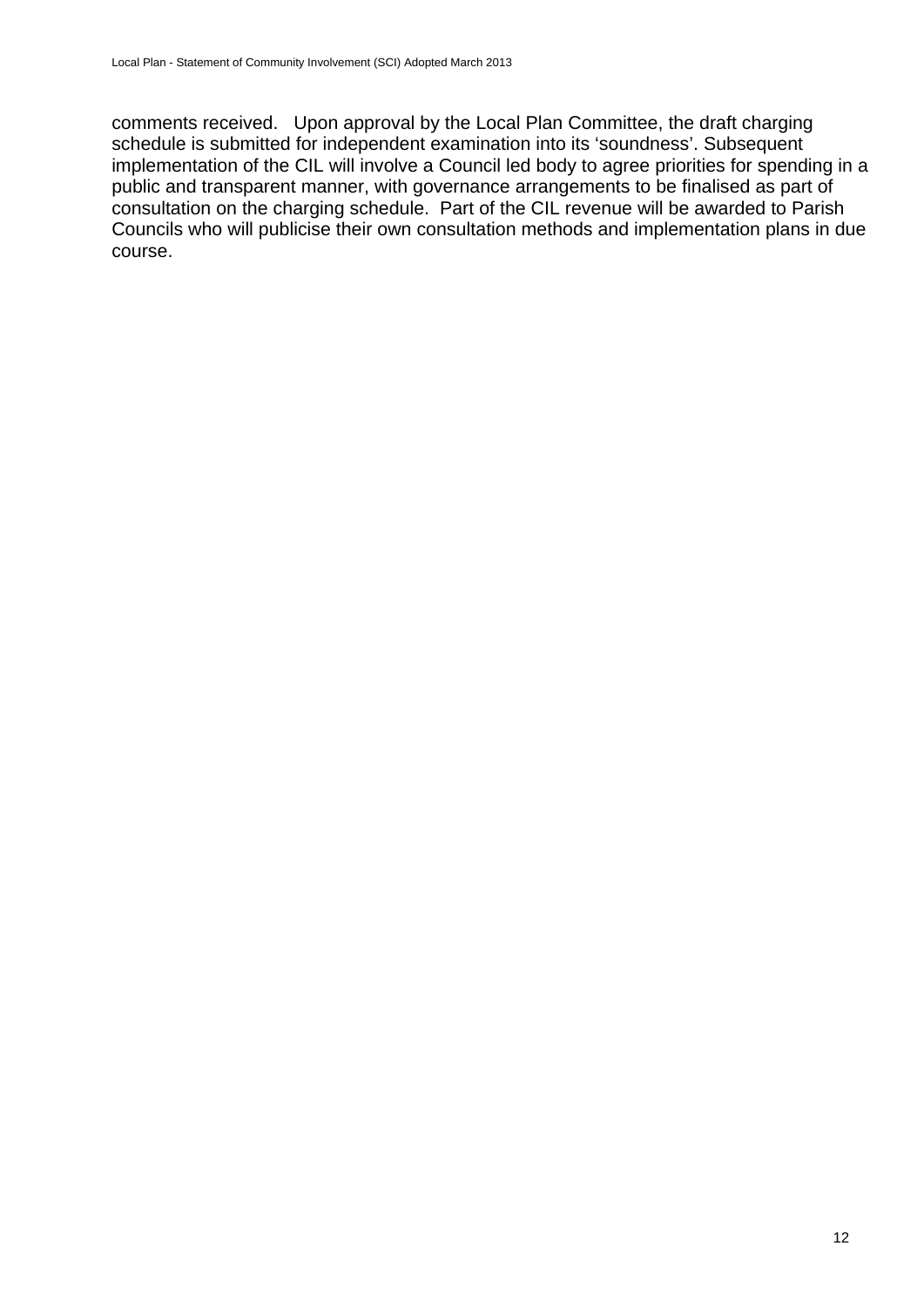comments received. Upon approval by the Local Plan Committee, the draft charging schedule is submitted for independent examination into its 'soundness'. Subsequent implementation of the CIL will involve a Council led body to agree priorities for spending in a public and transparent manner, with governance arrangements to be finalised as part of consultation on the charging schedule. Part of the CIL revenue will be awarded to Parish Councils who will publicise their own consultation methods and implementation plans in due course.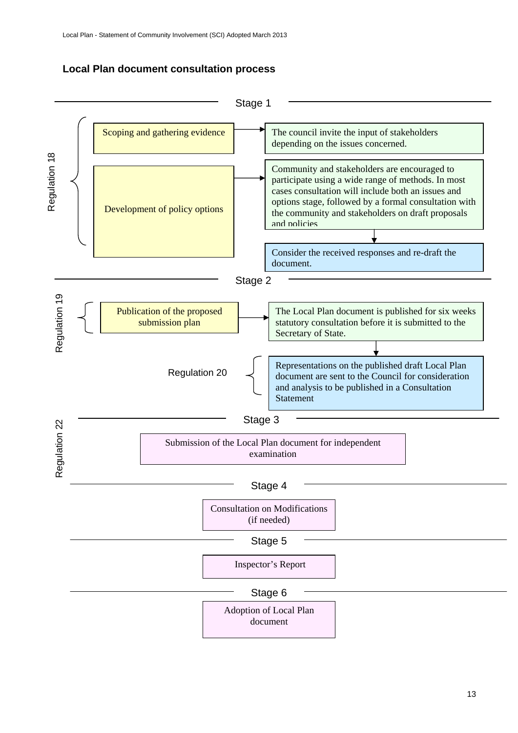## Local Plan document consultation process

### Stage 1

**Regulation 18**

- **Scoping and gathering evidence** → The council invite the input of stakeholders depending on the issues concerned.
- **Development of policy options** → Community and stakeholders are encouraged to participate using a wide range of methods. In most cases consultation will include both an issues and options stage, followed by a formal consultation with the community and stakeholders on draft proposals and policies
  - ↓ Consider the received responses and re-draft the document.

### Stage 2

**Regulation 19**

- **Publication of the proposed submission plan** → The Local Plan document is published for six weeks statutory consultation before it is submitted to the Secretary of State.

**Regulation 20**

- ↓ Representations on the published draft Local Plan document are sent to the Council for consideration and analysis to be published in a Consultation Statement

### Stage 3

**Regulation 22**

- Submission of the Local Plan document for independent examination

### Stage 4

- Consultation on Modifications (if needed)

### Stage 5

- Inspector's Report

### Stage 6

- Adoption of Local Plan document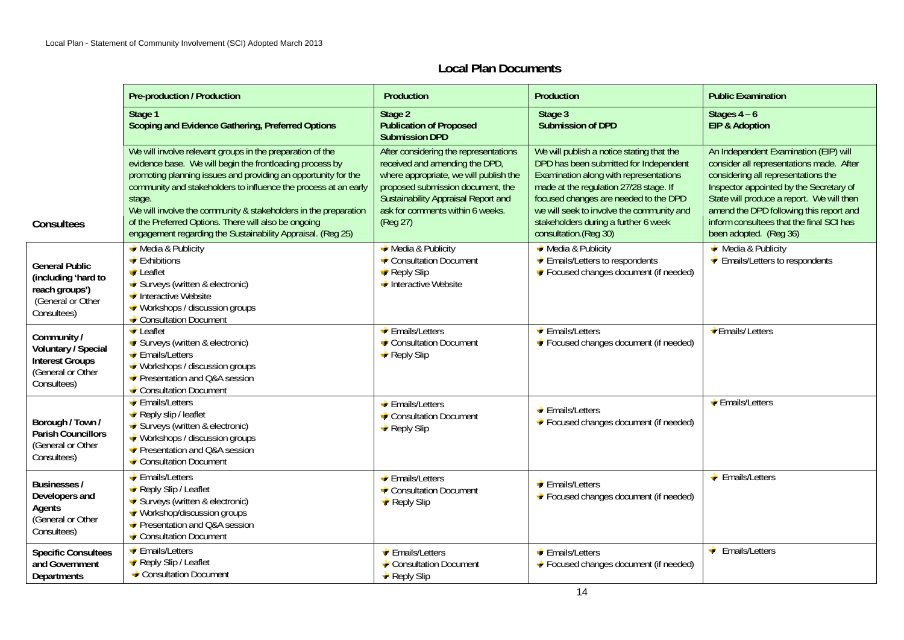## Local Plan Documents

| Consultees | Pre-production / Production | Production | Production | Public Examination |
|---|---|---|---|---|
| | **Stage 1**<br>**Scoping and Evidence Gathering, Preferred Options** | **Stage 2**<br>**Publication of Proposed Submission DPD** | **Stage 3**<br>**Submission of DPD** | **Stages 4 – 6**<br>**EIP & Adoption** |
| | We will involve relevant groups in the preparation of the evidence base. We will begin the frontloading process by promoting planning issues and providing an opportunity for the community and stakeholders to influence the process at an early stage.<br>We will involve the community & stakeholders in the preparation of the Preferred Options. There will also be ongoing engagement regarding the Sustainability Appraisal. (Reg 25) | After considering the representations received and amending the DPD, where appropriate, we will publish the proposed submission document, the Sustainability Appraisal Report and ask for comments within 6 weeks. (Reg 27) | We will publish a notice stating that the DPD has been submitted for Independent Examination along with representations made at the regulation 27/28 stage. If focused changes are needed to the DPD we will seek to involve the community and stakeholders during a further 6 week consultation.(Reg 30) | An Independent Examination (EIP) will consider all representations made. After considering all representations the Inspector appointed by the Secretary of State will produce a report. We will then amend the DPD following this report and inform consultees that the final SCI has been adopted. (Reg 36) |
| **General Public (including 'hard to reach groups')** (General or Other Consultees) | Media & Publicity<br>Exhibitions<br>Leaflet<br>Surveys (written & electronic)<br>Interactive Website<br>Workshops / discussion groups<br>Consultation Document | Media & Publicity<br>Consultation Document<br>Reply Slip<br>Interactive Website | Media & Publicity<br>Emails/Letters to respondents<br>Focused changes document (if needed) | Media & Publicity<br>Emails/Letters to respondents |
| **Community / Voluntary / Special Interest Groups** (General or Other Consultees) | Leaflet<br>Surveys (written & electronic)<br>Emails/Letters<br>Workshops / discussion groups<br>Presentation and Q&A session<br>Consultation Document | Emails/Letters<br>Consultation Document<br>Reply Slip | Emails/Letters<br>Focused changes document (if needed) | Emails/ Letters |
| **Borough / Town / Parish Councillors** (General or Other Consultees) | Emails/Letters<br>Reply slip / leaflet<br>Surveys (written & electronic)<br>Workshops / discussion groups<br>Presentation and Q&A session<br>Consultation Document | Emails/Letters<br>Consultation Document<br>Reply Slip | Emails/Letters<br>Focused changes document (if needed) | Emails/Letters |
| **Businesses / Developers and Agents** (General or Other Consultees) | Emails/Letters<br>Reply Slip / Leaflet<br>Surveys (written & electronic)<br>Workshop/discussion groups<br>Presentation and Q&A session<br>Consultation Document | Emails/Letters<br>Consultation Document<br>Reply Slip | Emails/Letters<br>Focused changes document (if needed) | Emails/Letters |
| **Specific Consultees and Government Departments** | Emails/Letters<br>Reply Slip / Leaflet<br>Consultation Document | Emails/Letters<br>Consultation Document<br>Reply Slip | Emails/Letters<br>Focused changes document (if needed) | Emails/Letters |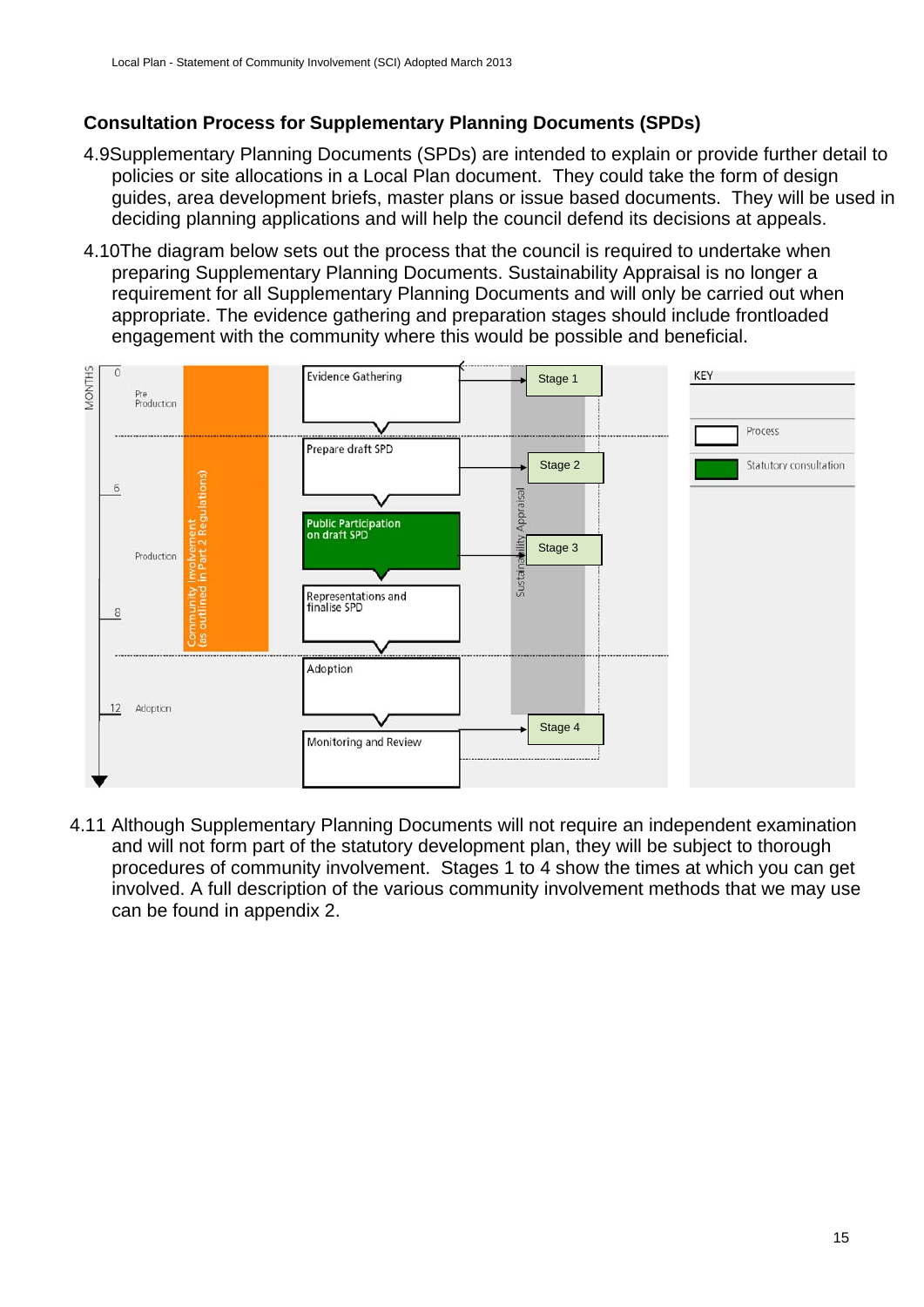## Consultation Process for Supplementary Planning Documents (SPDs)

4.9 Supplementary Planning Documents (SPDs) are intended to explain or provide further detail to policies or site allocations in a Local Plan document. They could take the form of design guides, area development briefs, master plans or issue based documents. They will be used in deciding planning applications and will help the council defend its decisions at appeals.

4.10 The diagram below sets out the process that the council is required to undertake when preparing Supplementary Planning Documents. Sustainability Appraisal is no longer a requirement for all Supplementary Planning Documents and will only be carried out when appropriate. The evidence gathering and preparation stages should include frontloaded engagement with the community where this would be possible and beneficial.

| MONTHS | Phase | Process | Stage |
| --- | --- | --- | --- |
| 0 | Pre Production | Evidence Gathering | Stage 1 |
| 6 | Production | Prepare draft SPD | Stage 2 |
| | Production | Public Participation on draft SPD (Statutory consultation) | Stage 3 |
| 8 | Production | Representations and finalise SPD | |
| 12 | Adoption | Adoption | |
| | | Monitoring and Review | Stage 4 |

Community Involvement (as outlined in Part 2 Regulations) spans the Production phase. Sustainability Appraisal runs alongside the process from Evidence Gathering to Adoption.

KEY: Process (white box); Statutory consultation (green box)

4.11 Although Supplementary Planning Documents will not require an independent examination and will not form part of the statutory development plan, they will be subject to thorough procedures of community involvement. Stages 1 to 4 show the times at which you can get involved. A full description of the various community involvement methods that we may use can be found in appendix 2.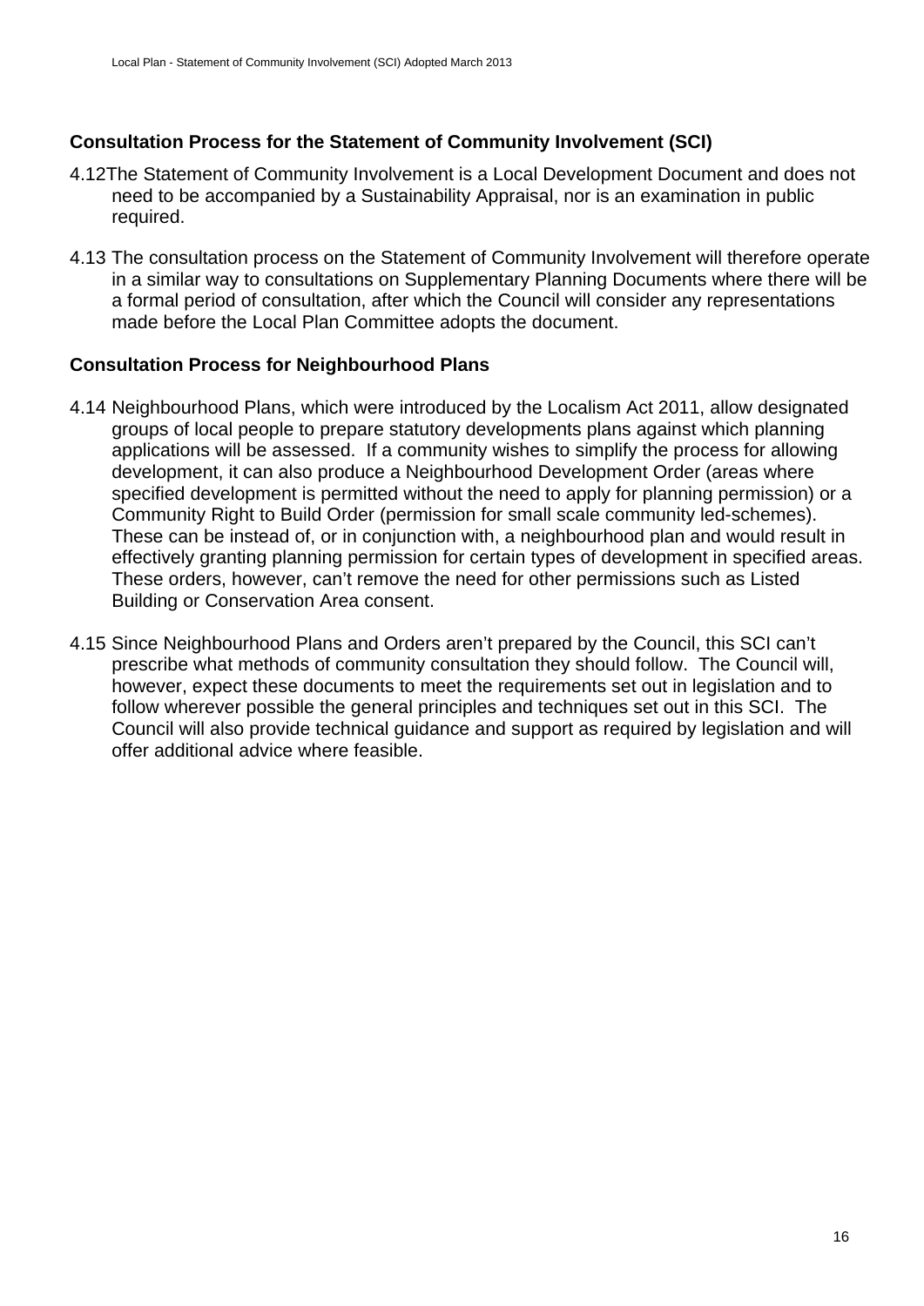### Consultation Process for the Statement of Community Involvement (SCI)

4.12 The Statement of Community Involvement is a Local Development Document and does not need to be accompanied by a Sustainability Appraisal, nor is an examination in public required.

4.13 The consultation process on the Statement of Community Involvement will therefore operate in a similar way to consultations on Supplementary Planning Documents where there will be a formal period of consultation, after which the Council will consider any representations made before the Local Plan Committee adopts the document.

### Consultation Process for Neighbourhood Plans

4.14 Neighbourhood Plans, which were introduced by the Localism Act 2011, allow designated groups of local people to prepare statutory developments plans against which planning applications will be assessed. If a community wishes to simplify the process for allowing development, it can also produce a Neighbourhood Development Order (areas where specified development is permitted without the need to apply for planning permission) or a Community Right to Build Order (permission for small scale community led-schemes). These can be instead of, or in conjunction with, a neighbourhood plan and would result in effectively granting planning permission for certain types of development in specified areas. These orders, however, can't remove the need for other permissions such as Listed Building or Conservation Area consent.

4.15 Since Neighbourhood Plans and Orders aren't prepared by the Council, this SCI can't prescribe what methods of community consultation they should follow. The Council will, however, expect these documents to meet the requirements set out in legislation and to follow wherever possible the general principles and techniques set out in this SCI. The Council will also provide technical guidance and support as required by legislation and will offer additional advice where feasible.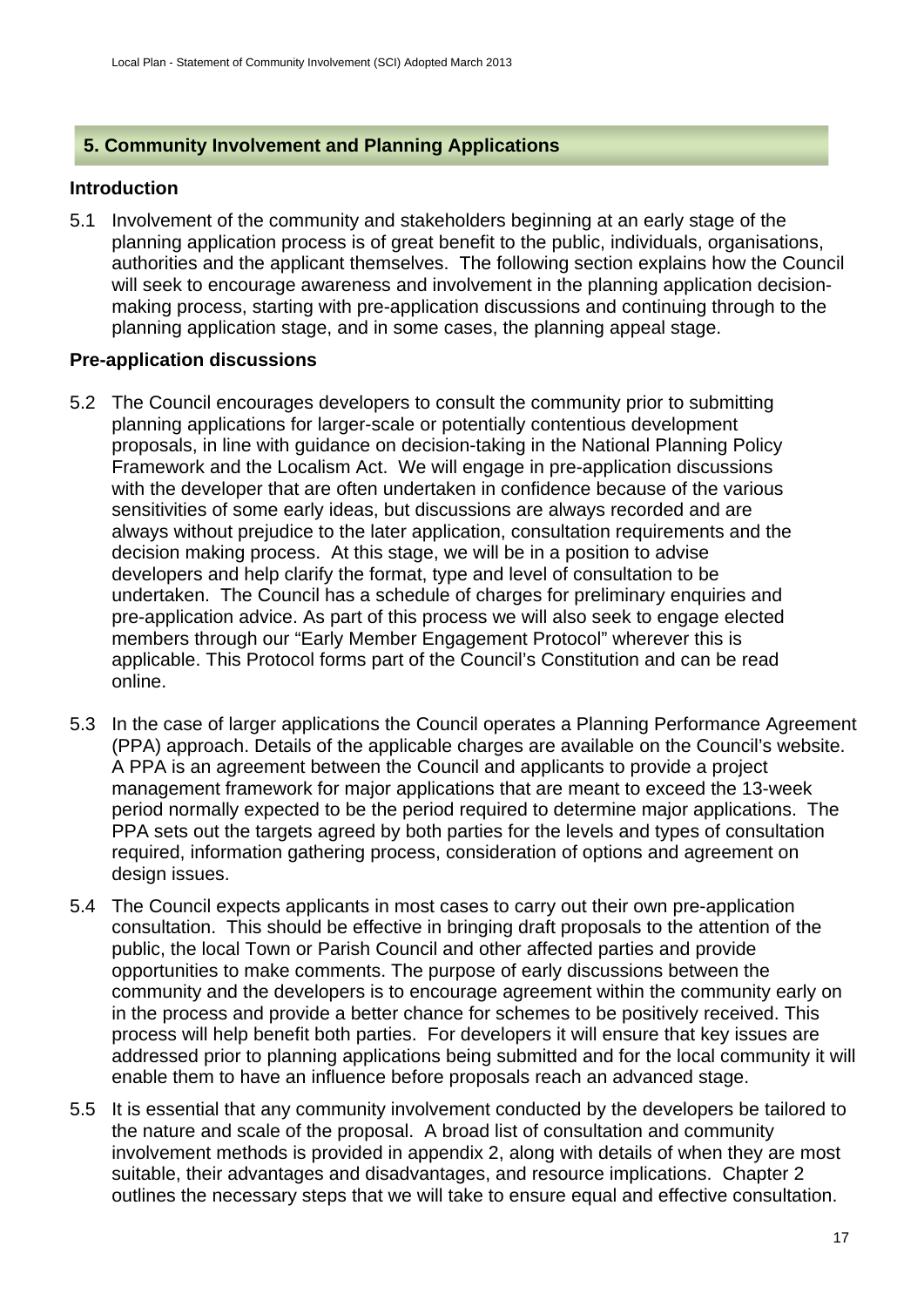## 5. Community Involvement and Planning Applications

### Introduction

5.1 Involvement of the community and stakeholders beginning at an early stage of the planning application process is of great benefit to the public, individuals, organisations, authorities and the applicant themselves. The following section explains how the Council will seek to encourage awareness and involvement in the planning application decision-making process, starting with pre-application discussions and continuing through to the planning application stage, and in some cases, the planning appeal stage.

### Pre-application discussions

5.2 The Council encourages developers to consult the community prior to submitting planning applications for larger-scale or potentially contentious development proposals, in line with guidance on decision-taking in the National Planning Policy Framework and the Localism Act. We will engage in pre-application discussions with the developer that are often undertaken in confidence because of the various sensitivities of some early ideas, but discussions are always recorded and are always without prejudice to the later application, consultation requirements and the decision making process. At this stage, we will be in a position to advise developers and help clarify the format, type and level of consultation to be undertaken. The Council has a schedule of charges for preliminary enquiries and pre-application advice. As part of this process we will also seek to engage elected members through our "Early Member Engagement Protocol" wherever this is applicable. This Protocol forms part of the Council's Constitution and can be read online.

5.3 In the case of larger applications the Council operates a Planning Performance Agreement (PPA) approach. Details of the applicable charges are available on the Council's website. A PPA is an agreement between the Council and applicants to provide a project management framework for major applications that are meant to exceed the 13-week period normally expected to be the period required to determine major applications. The PPA sets out the targets agreed by both parties for the levels and types of consultation required, information gathering process, consideration of options and agreement on design issues.

5.4 The Council expects applicants in most cases to carry out their own pre-application consultation. This should be effective in bringing draft proposals to the attention of the public, the local Town or Parish Council and other affected parties and provide opportunities to make comments. The purpose of early discussions between the community and the developers is to encourage agreement within the community early on in the process and provide a better chance for schemes to be positively received. This process will help benefit both parties. For developers it will ensure that key issues are addressed prior to planning applications being submitted and for the local community it will enable them to have an influence before proposals reach an advanced stage.

5.5 It is essential that any community involvement conducted by the developers be tailored to the nature and scale of the proposal. A broad list of consultation and community involvement methods is provided in appendix 2, along with details of when they are most suitable, their advantages and disadvantages, and resource implications. Chapter 2 outlines the necessary steps that we will take to ensure equal and effective consultation.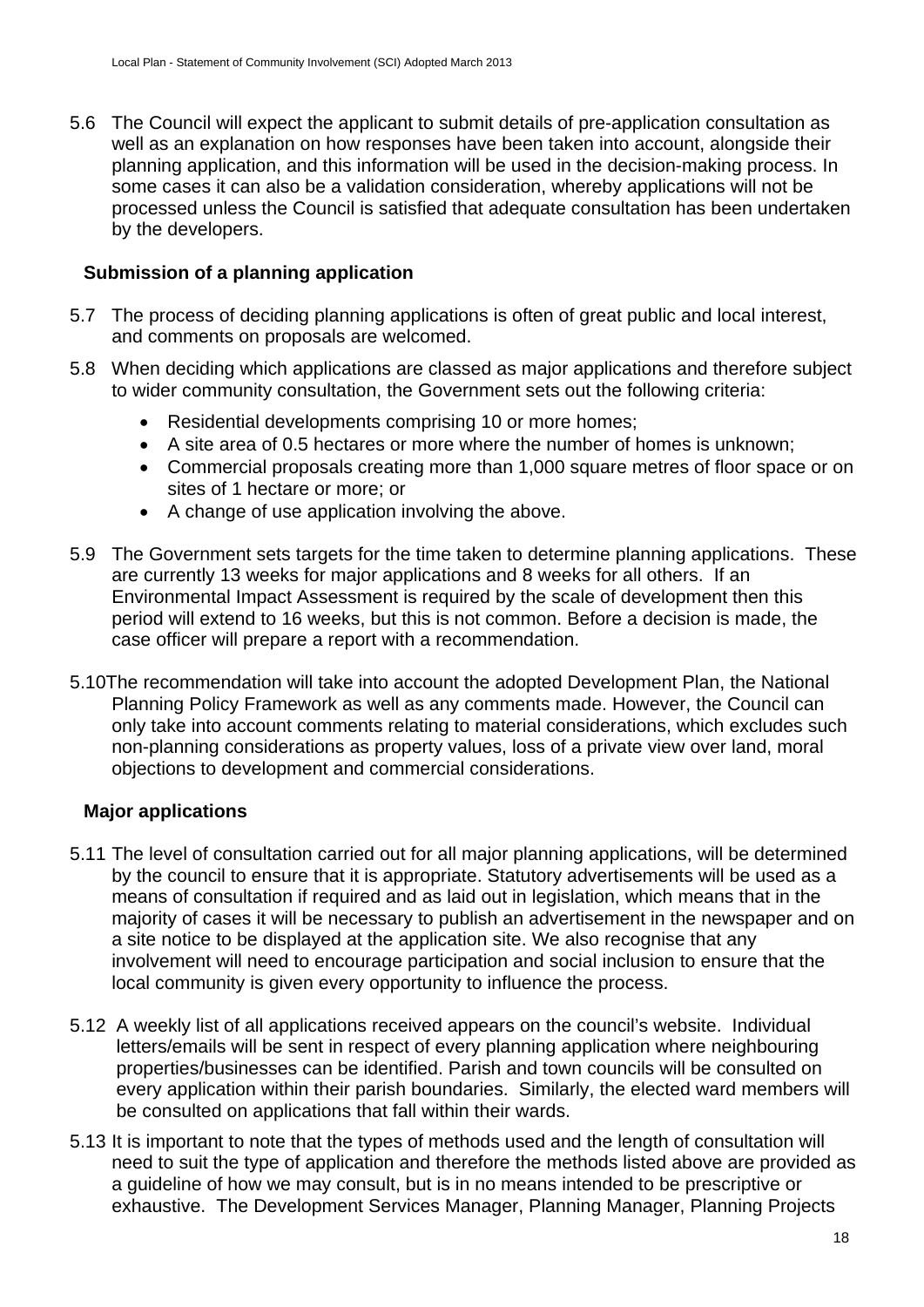5.6 The Council will expect the applicant to submit details of pre-application consultation as well as an explanation on how responses have been taken into account, alongside their planning application, and this information will be used in the decision-making process. In some cases it can also be a validation consideration, whereby applications will not be processed unless the Council is satisfied that adequate consultation has been undertaken by the developers.

### Submission of a planning application

5.7 The process of deciding planning applications is often of great public and local interest, and comments on proposals are welcomed.

5.8 When deciding which applications are classed as major applications and therefore subject to wider community consultation, the Government sets out the following criteria:

- Residential developments comprising 10 or more homes;
- A site area of 0.5 hectares or more where the number of homes is unknown;
- Commercial proposals creating more than 1,000 square metres of floor space or on sites of 1 hectare or more; or
- A change of use application involving the above.

5.9 The Government sets targets for the time taken to determine planning applications. These are currently 13 weeks for major applications and 8 weeks for all others. If an Environmental Impact Assessment is required by the scale of development then this period will extend to 16 weeks, but this is not common. Before a decision is made, the case officer will prepare a report with a recommendation.

5.10 The recommendation will take into account the adopted Development Plan, the National Planning Policy Framework as well as any comments made. However, the Council can only take into account comments relating to material considerations, which excludes such non-planning considerations as property values, loss of a private view over land, moral objections to development and commercial considerations.

### Major applications

5.11 The level of consultation carried out for all major planning applications, will be determined by the council to ensure that it is appropriate. Statutory advertisements will be used as a means of consultation if required and as laid out in legislation, which means that in the majority of cases it will be necessary to publish an advertisement in the newspaper and on a site notice to be displayed at the application site. We also recognise that any involvement will need to encourage participation and social inclusion to ensure that the local community is given every opportunity to influence the process.

5.12 A weekly list of all applications received appears on the council's website. Individual letters/emails will be sent in respect of every planning application where neighbouring properties/businesses can be identified. Parish and town councils will be consulted on every application within their parish boundaries. Similarly, the elected ward members will be consulted on applications that fall within their wards.

5.13 It is important to note that the types of methods used and the length of consultation will need to suit the type of application and therefore the methods listed above are provided as a guideline of how we may consult, but is in no means intended to be prescriptive or exhaustive. The Development Services Manager, Planning Manager, Planning Projects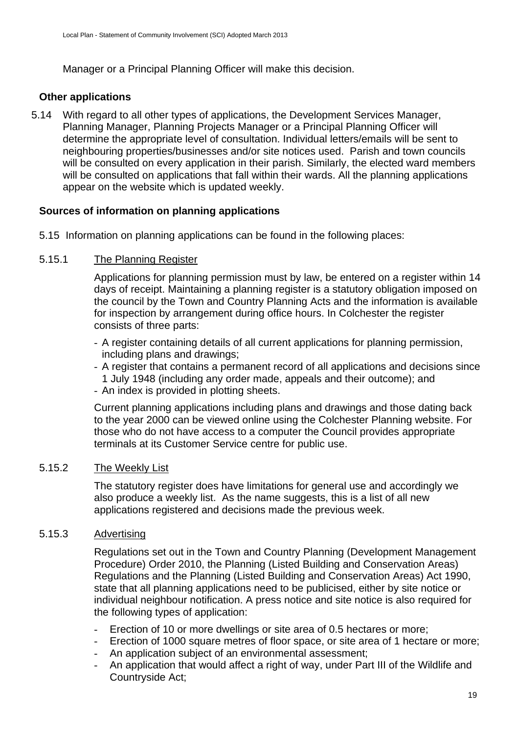Manager or a Principal Planning Officer will make this decision.

### Other applications

5.14 With regard to all other types of applications, the Development Services Manager, Planning Manager, Planning Projects Manager or a Principal Planning Officer will determine the appropriate level of consultation. Individual letters/emails will be sent to neighbouring properties/businesses and/or site notices used. Parish and town councils will be consulted on every application in their parish. Similarly, the elected ward members will be consulted on applications that fall within their wards. All the planning applications appear on the website which is updated weekly.

### Sources of information on planning applications

5.15 Information on planning applications can be found in the following places:

5.15.1 <u>The Planning Register</u>

Applications for planning permission must by law, be entered on a register within 14 days of receipt. Maintaining a planning register is a statutory obligation imposed on the council by the Town and Country Planning Acts and the information is available for inspection by arrangement during office hours. In Colchester the register consists of three parts:

- A register containing details of all current applications for planning permission, including plans and drawings;
- A register that contains a permanent record of all applications and decisions since 1 July 1948 (including any order made, appeals and their outcome); and
- An index is provided in plotting sheets.

Current planning applications including plans and drawings and those dating back to the year 2000 can be viewed online using the Colchester Planning website. For those who do not have access to a computer the Council provides appropriate terminals at its Customer Service centre for public use.

5.15.2 <u>The Weekly List</u>

The statutory register does have limitations for general use and accordingly we also produce a weekly list. As the name suggests, this is a list of all new applications registered and decisions made the previous week.

5.15.3 <u>Advertising</u>

Regulations set out in the Town and Country Planning (Development Management Procedure) Order 2010, the Planning (Listed Building and Conservation Areas) Regulations and the Planning (Listed Building and Conservation Areas) Act 1990, state that all planning applications need to be publicised, either by site notice or individual neighbour notification. A press notice and site notice is also required for the following types of application:

- Erection of 10 or more dwellings or site area of 0.5 hectares or more;
- Erection of 1000 square metres of floor space, or site area of 1 hectare or more;
- An application subject of an environmental assessment;
- An application that would affect a right of way, under Part III of the Wildlife and Countryside Act;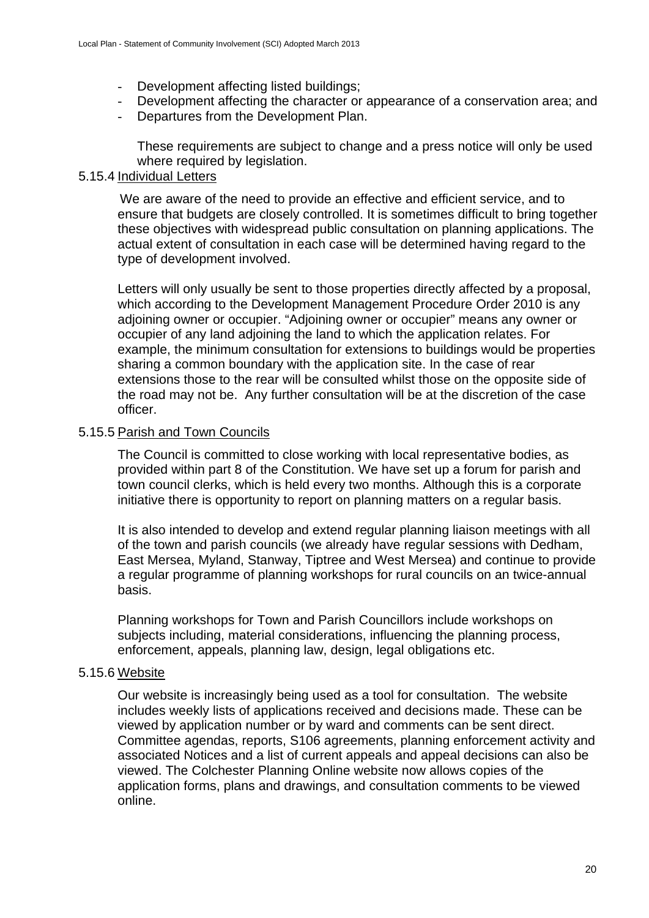- Development affecting listed buildings;
- Development affecting the character or appearance of a conservation area; and
- Departures from the Development Plan.

These requirements are subject to change and a press notice will only be used where required by legislation.

5.15.4 Individual Letters

We are aware of the need to provide an effective and efficient service, and to ensure that budgets are closely controlled. It is sometimes difficult to bring together these objectives with widespread public consultation on planning applications. The actual extent of consultation in each case will be determined having regard to the type of development involved.

Letters will only usually be sent to those properties directly affected by a proposal, which according to the Development Management Procedure Order 2010 is any adjoining owner or occupier. "Adjoining owner or occupier" means any owner or occupier of any land adjoining the land to which the application relates. For example, the minimum consultation for extensions to buildings would be properties sharing a common boundary with the application site. In the case of rear extensions those to the rear will be consulted whilst those on the opposite side of the road may not be. Any further consultation will be at the discretion of the case officer.

5.15.5 Parish and Town Councils

The Council is committed to close working with local representative bodies, as provided within part 8 of the Constitution. We have set up a forum for parish and town council clerks, which is held every two months. Although this is a corporate initiative there is opportunity to report on planning matters on a regular basis.

It is also intended to develop and extend regular planning liaison meetings with all of the town and parish councils (we already have regular sessions with Dedham, East Mersea, Myland, Stanway, Tiptree and West Mersea) and continue to provide a regular programme of planning workshops for rural councils on an twice-annual basis.

Planning workshops for Town and Parish Councillors include workshops on subjects including, material considerations, influencing the planning process, enforcement, appeals, planning law, design, legal obligations etc.

5.15.6 Website

Our website is increasingly being used as a tool for consultation. The website includes weekly lists of applications received and decisions made. These can be viewed by application number or by ward and comments can be sent direct. Committee agendas, reports, S106 agreements, planning enforcement activity and associated Notices and a list of current appeals and appeal decisions can also be viewed. The Colchester Planning Online website now allows copies of the application forms, plans and drawings, and consultation comments to be viewed online.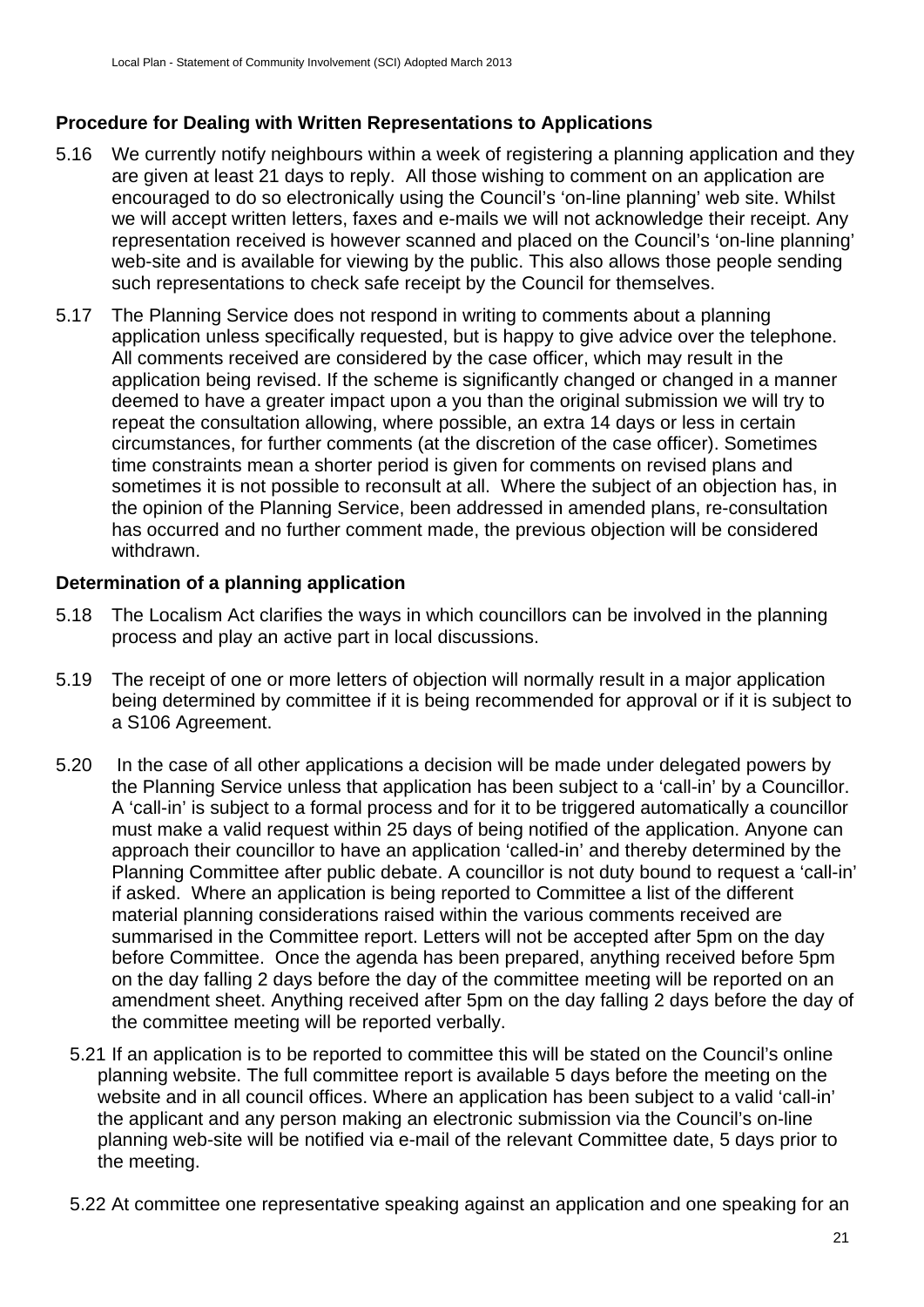## Procedure for Dealing with Written Representations to Applications

5.16 We currently notify neighbours within a week of registering a planning application and they are given at least 21 days to reply. All those wishing to comment on an application are encouraged to do so electronically using the Council's 'on-line planning' web site. Whilst we will accept written letters, faxes and e-mails we will not acknowledge their receipt. Any representation received is however scanned and placed on the Council's 'on-line planning' web-site and is available for viewing by the public. This also allows those people sending such representations to check safe receipt by the Council for themselves.

5.17 The Planning Service does not respond in writing to comments about a planning application unless specifically requested, but is happy to give advice over the telephone. All comments received are considered by the case officer, which may result in the application being revised. If the scheme is significantly changed or changed in a manner deemed to have a greater impact upon a you than the original submission we will try to repeat the consultation allowing, where possible, an extra 14 days or less in certain circumstances, for further comments (at the discretion of the case officer). Sometimes time constraints mean a shorter period is given for comments on revised plans and sometimes it is not possible to reconsult at all. Where the subject of an objection has, in the opinion of the Planning Service, been addressed in amended plans, re-consultation has occurred and no further comment made, the previous objection will be considered withdrawn.

## Determination of a planning application

5.18 The Localism Act clarifies the ways in which councillors can be involved in the planning process and play an active part in local discussions.

5.19 The receipt of one or more letters of objection will normally result in a major application being determined by committee if it is being recommended for approval or if it is subject to a S106 Agreement.

5.20 In the case of all other applications a decision will be made under delegated powers by the Planning Service unless that application has been subject to a 'call-in' by a Councillor. A 'call-in' is subject to a formal process and for it to be triggered automatically a councillor must make a valid request within 25 days of being notified of the application. Anyone can approach their councillor to have an application 'called-in' and thereby determined by the Planning Committee after public debate. A councillor is not duty bound to request a 'call-in' if asked. Where an application is being reported to Committee a list of the different material planning considerations raised within the various comments received are summarised in the Committee report. Letters will not be accepted after 5pm on the day before Committee. Once the agenda has been prepared, anything received before 5pm on the day falling 2 days before the day of the committee meeting will be reported on an amendment sheet. Anything received after 5pm on the day falling 2 days before the day of the committee meeting will be reported verbally.

5.21 If an application is to be reported to committee this will be stated on the Council's online planning website. The full committee report is available 5 days before the meeting on the website and in all council offices. Where an application has been subject to a valid 'call-in' the applicant and any person making an electronic submission via the Council's on-line planning web-site will be notified via e-mail of the relevant Committee date, 5 days prior to the meeting.

5.22 At committee one representative speaking against an application and one speaking for an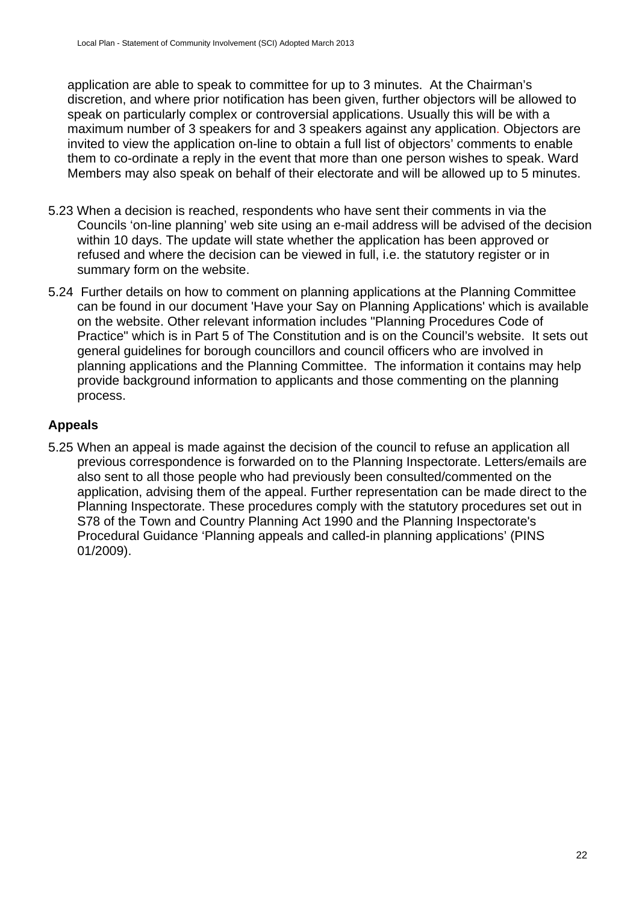application are able to speak to committee for up to 3 minutes. At the Chairman's discretion, and where prior notification has been given, further objectors will be allowed to speak on particularly complex or controversial applications. Usually this will be with a maximum number of 3 speakers for and 3 speakers against any application. Objectors are invited to view the application on-line to obtain a full list of objectors' comments to enable them to co-ordinate a reply in the event that more than one person wishes to speak. Ward Members may also speak on behalf of their electorate and will be allowed up to 5 minutes.

5.23 When a decision is reached, respondents who have sent their comments in via the Councils 'on-line planning' web site using an e-mail address will be advised of the decision within 10 days. The update will state whether the application has been approved or refused and where the decision can be viewed in full, i.e. the statutory register or in summary form on the website.

5.24 Further details on how to comment on planning applications at the Planning Committee can be found in our document 'Have your Say on Planning Applications' which is available on the website. Other relevant information includes "Planning Procedures Code of Practice" which is in Part 5 of The Constitution and is on the Council's website. It sets out general guidelines for borough councillors and council officers who are involved in planning applications and the Planning Committee. The information it contains may help provide background information to applicants and those commenting on the planning process.

### Appeals

5.25 When an appeal is made against the decision of the council to refuse an application all previous correspondence is forwarded on to the Planning Inspectorate. Letters/emails are also sent to all those people who had previously been consulted/commented on the application, advising them of the appeal. Further representation can be made direct to the Planning Inspectorate. These procedures comply with the statutory procedures set out in S78 of the Town and Country Planning Act 1990 and the Planning Inspectorate's Procedural Guidance 'Planning appeals and called-in planning applications' (PINS 01/2009).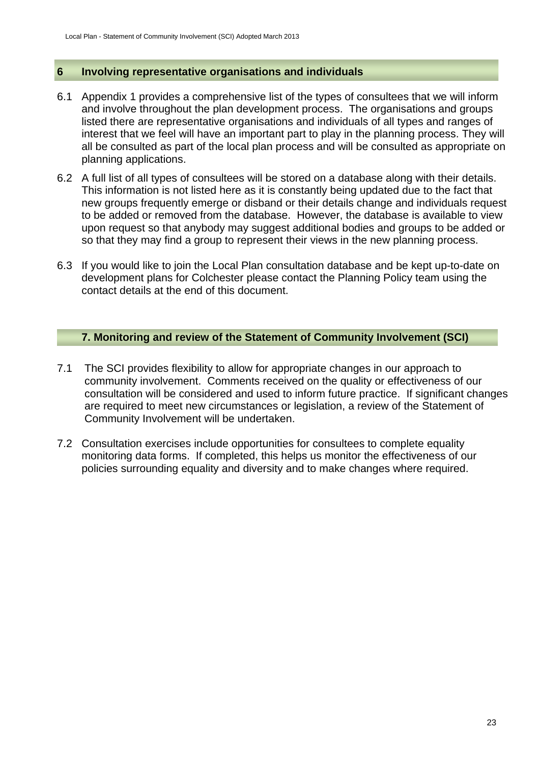## 6 Involving representative organisations and individuals

6.1 Appendix 1 provides a comprehensive list of the types of consultees that we will inform and involve throughout the plan development process. The organisations and groups listed there are representative organisations and individuals of all types and ranges of interest that we feel will have an important part to play in the planning process. They will all be consulted as part of the local plan process and will be consulted as appropriate on planning applications.

6.2 A full list of all types of consultees will be stored on a database along with their details. This information is not listed here as it is constantly being updated due to the fact that new groups frequently emerge or disband or their details change and individuals request to be added or removed from the database. However, the database is available to view upon request so that anybody may suggest additional bodies and groups to be added or so that they may find a group to represent their views in the new planning process.

6.3 If you would like to join the Local Plan consultation database and be kept up-to-date on development plans for Colchester please contact the Planning Policy team using the contact details at the end of this document.

## 7. Monitoring and review of the Statement of Community Involvement (SCI)

7.1 The SCI provides flexibility to allow for appropriate changes in our approach to community involvement. Comments received on the quality or effectiveness of our consultation will be considered and used to inform future practice. If significant changes are required to meet new circumstances or legislation, a review of the Statement of Community Involvement will be undertaken.

7.2 Consultation exercises include opportunities for consultees to complete equality monitoring data forms. If completed, this helps us monitor the effectiveness of our policies surrounding equality and diversity and to make changes where required.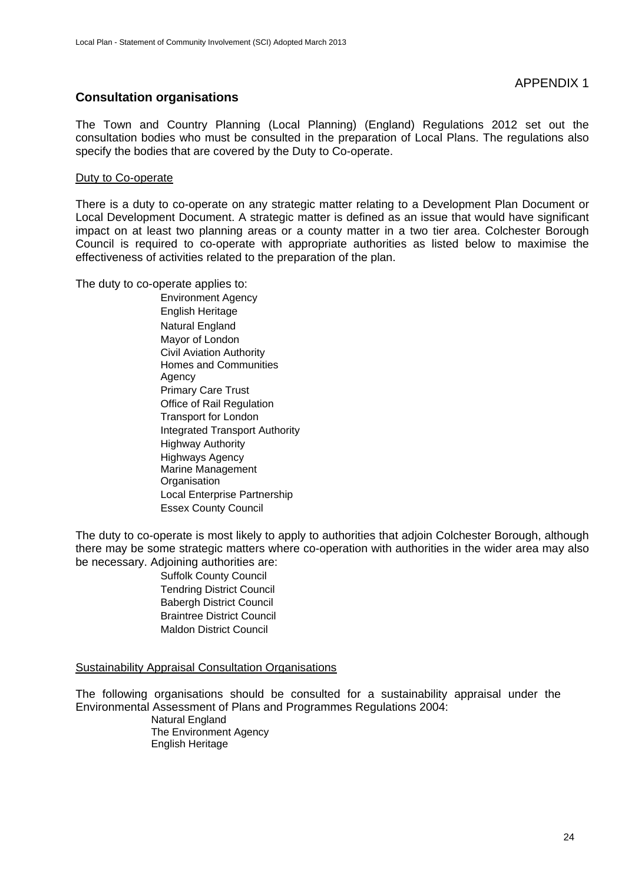APPENDIX 1

## Consultation organisations

The Town and Country Planning (Local Planning) (England) Regulations 2012 set out the consultation bodies who must be consulted in the preparation of Local Plans. The regulations also specify the bodies that are covered by the Duty to Co-operate.

### Duty to Co-operate

There is a duty to co-operate on any strategic matter relating to a Development Plan Document or Local Development Document. A strategic matter is defined as an issue that would have significant impact on at least two planning areas or a county matter in a two tier area. Colchester Borough Council is required to co-operate with appropriate authorities as listed below to maximise the effectiveness of activities related to the preparation of the plan.

The duty to co-operate applies to:

- Environment Agency
- English Heritage
- Natural England
- Mayor of London
- Civil Aviation Authority
- Homes and Communities Agency
- Primary Care Trust
- Office of Rail Regulation
- Transport for London
- Integrated Transport Authority
- Highway Authority
- Highways Agency
- Marine Management Organisation
- Local Enterprise Partnership
- Essex County Council

The duty to co-operate is most likely to apply to authorities that adjoin Colchester Borough, although there may be some strategic matters where co-operation with authorities in the wider area may also be necessary. Adjoining authorities are:

- Suffolk County Council
- Tendring District Council
- Babergh District Council
- Braintree District Council
- Maldon District Council

### Sustainability Appraisal Consultation Organisations

The following organisations should be consulted for a sustainability appraisal under the Environmental Assessment of Plans and Programmes Regulations 2004:

- Natural England
- The Environment Agency
- English Heritage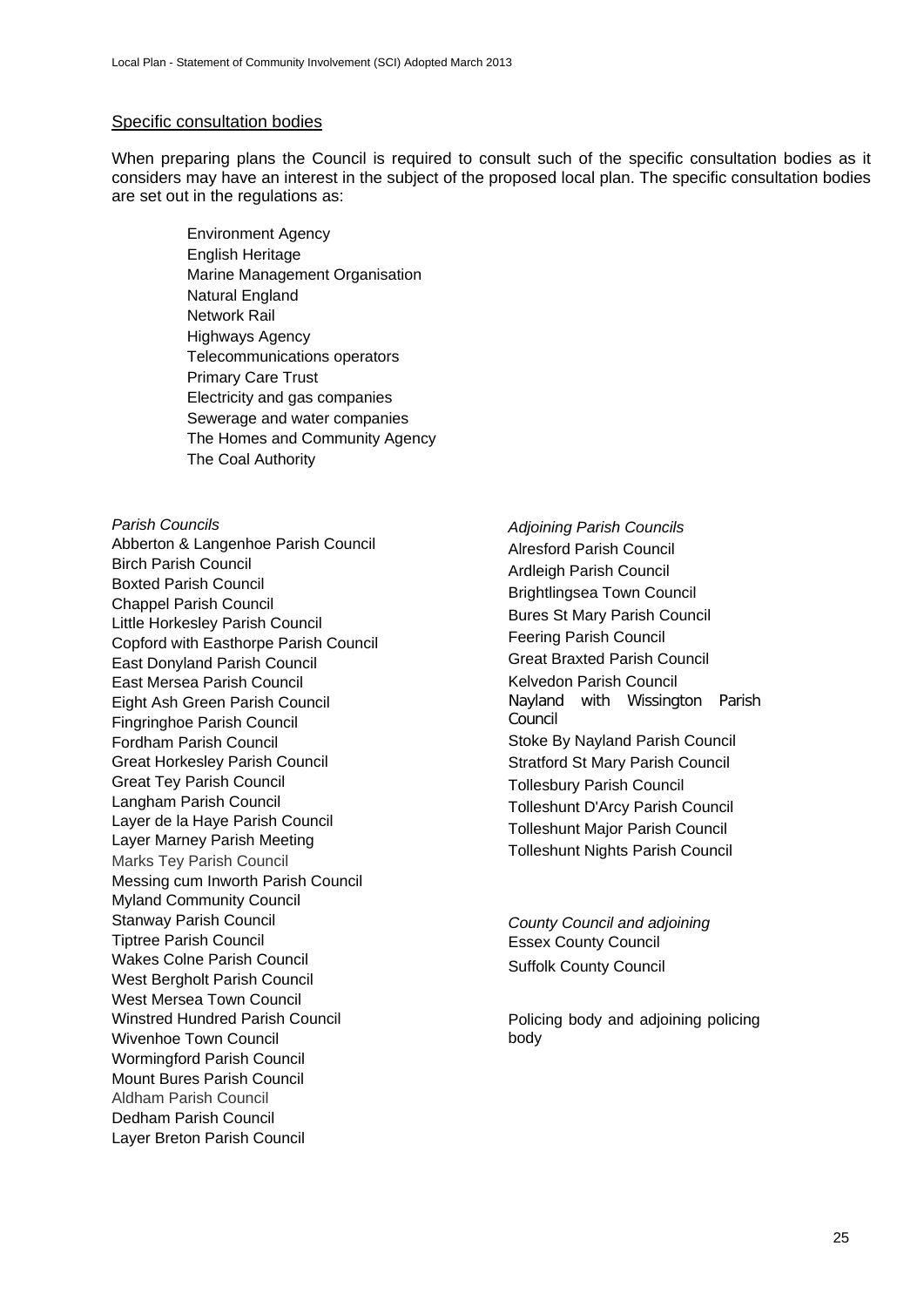## Specific consultation bodies

When preparing plans the Council is required to consult such of the specific consultation bodies as it considers may have an interest in the subject of the proposed local plan. The specific consultation bodies are set out in the regulations as:

- Environment Agency
- English Heritage
- Marine Management Organisation
- Natural England
- Network Rail
- Highways Agency
- Telecommunications operators
- Primary Care Trust
- Electricity and gas companies
- Sewerage and water companies
- The Homes and Community Agency
- The Coal Authority

*Parish Councils*

Abberton & Langenhoe Parish Council
Birch Parish Council
Boxted Parish Council
Chappel Parish Council
Little Horkesley Parish Council
Copford with Easthorpe Parish Council
East Donyland Parish Council
East Mersea Parish Council
Eight Ash Green Parish Council
Fingringhoe Parish Council
Fordham Parish Council
Great Horkesley Parish Council
Great Tey Parish Council
Langham Parish Council
Layer de la Haye Parish Council
Layer Marney Parish Meeting
Marks Tey Parish Council
Messing cum Inworth Parish Council
Myland Community Council
Stanway Parish Council
Tiptree Parish Council
Wakes Colne Parish Council
West Bergholt Parish Council
West Mersea Town Council
Winstred Hundred Parish Council
Wivenhoe Town Council
Wormingford Parish Council
Mount Bures Parish Council
Aldham Parish Council
Dedham Parish Council
Layer Breton Parish Council

*Adjoining Parish Councils*

Alresford Parish Council
Ardleigh Parish Council
Brightlingsea Town Council
Bures St Mary Parish Council
Feering Parish Council
Great Braxted Parish Council
Kelvedon Parish Council
Nayland with Wissington Parish Council
Stoke By Nayland Parish Council
Stratford St Mary Parish Council
Tollesbury Parish Council
Tolleshunt D'Arcy Parish Council
Tolleshunt Major Parish Council
Tolleshunt Nights Parish Council

*County Council and adjoining*

Essex County Council
Suffolk County Council

Policing body and adjoining policing body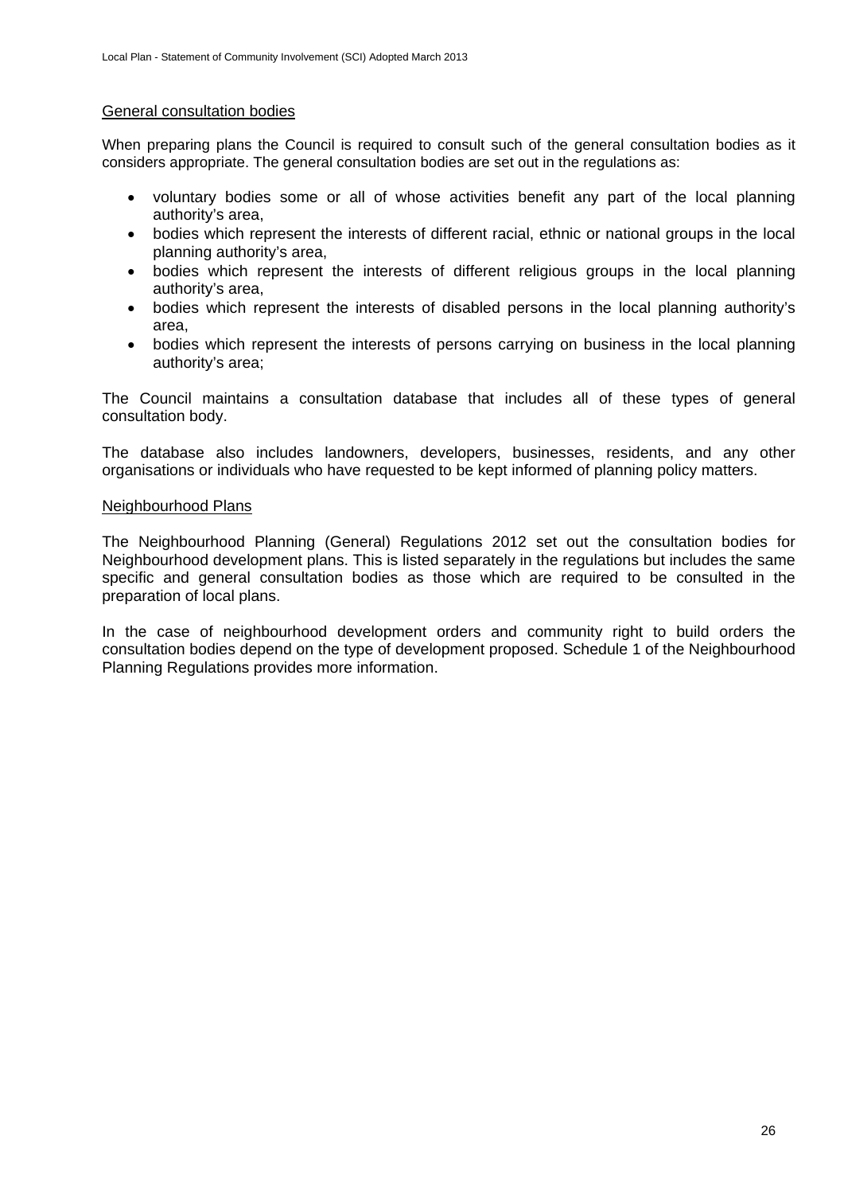<u>General consultation bodies</u>

When preparing plans the Council is required to consult such of the general consultation bodies as it considers appropriate. The general consultation bodies are set out in the regulations as:

- voluntary bodies some or all of whose activities benefit any part of the local planning authority's area,
- bodies which represent the interests of different racial, ethnic or national groups in the local planning authority's area,
- bodies which represent the interests of different religious groups in the local planning authority's area,
- bodies which represent the interests of disabled persons in the local planning authority's area,
- bodies which represent the interests of persons carrying on business in the local planning authority's area;

The Council maintains a consultation database that includes all of these types of general consultation body.

The database also includes landowners, developers, businesses, residents, and any other organisations or individuals who have requested to be kept informed of planning policy matters.

<u>Neighbourhood Plans</u>

The Neighbourhood Planning (General) Regulations 2012 set out the consultation bodies for Neighbourhood development plans. This is listed separately in the regulations but includes the same specific and general consultation bodies as those which are required to be consulted in the preparation of local plans.

In the case of neighbourhood development orders and community right to build orders the consultation bodies depend on the type of development proposed. Schedule 1 of the Neighbourhood Planning Regulations provides more information.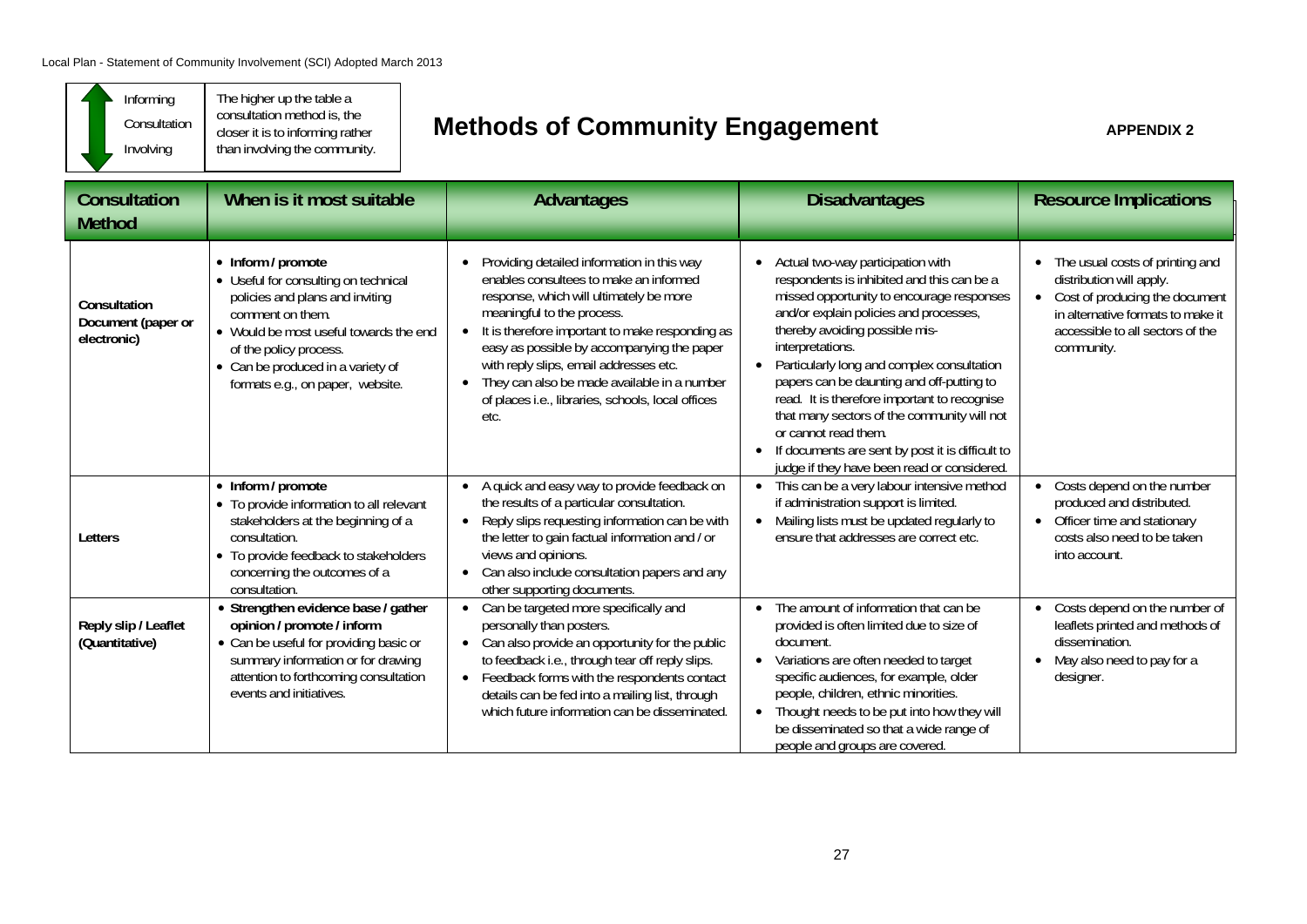Informing

Consultation

Involving

The higher up the table a consultation method is, the closer it is to informing rather than involving the community.

# Methods of Community Engagement

**APPENDIX 2**

| Consultation Method | When is it most suitable | Advantages | Disadvantages | Resource Implications |
|---|---|---|---|---|
| **Consultation Document (paper or electronic)** | • **Inform / promote**<br>• Useful for consulting on technical policies and plans and inviting comment on them.<br>• Would be most useful towards the end of the policy process.<br>• Can be produced in a variety of formats e.g., on paper, website. | • Providing detailed information in this way enables consultees to make an informed response, which will ultimately be more meaningful to the process.<br>• It is therefore important to make responding as easy as possible by accompanying the paper with reply slips, email addresses etc.<br>• They can also be made available in a number of places i.e., libraries, schools, local offices etc. | • Actual two-way participation with respondents is inhibited and this can be a missed opportunity to encourage responses and/or explain policies and processes, thereby avoiding possible mis-interpretations.<br>• Particularly long and complex consultation papers can be daunting and off-putting to read. It is therefore important to recognise that many sectors of the community will not or cannot read them.<br>• If documents are sent by post it is difficult to judge if they have been read or considered. | • The usual costs of printing and distribution will apply.<br>• Cost of producing the document in alternative formats to make it accessible to all sectors of the community. |
| **Letters** | • **Inform / promote**<br>• To provide information to all relevant stakeholders at the beginning of a consultation.<br>• To provide feedback to stakeholders concerning the outcomes of a consultation. | • A quick and easy way to provide feedback on the results of a particular consultation.<br>• Reply slips requesting information can be with the letter to gain factual information and / or views and opinions.<br>• Can also include consultation papers and any other supporting documents. | • This can be a very labour intensive method if administration support is limited.<br>• Mailing lists must be updated regularly to ensure that addresses are correct etc. | • Costs depend on the number produced and distributed.<br>• Officer time and stationary costs also need to be taken into account. |
| **Reply slip / Leaflet (Quantitative)** | • **Strengthen evidence base / gather opinion / promote / inform**<br>• Can be useful for providing basic or summary information or for drawing attention to forthcoming consultation events and initiatives. | • Can be targeted more specifically and personally than posters.<br>• Can also provide an opportunity for the public to feedback i.e., through tear off reply slips.<br>• Feedback forms with the respondents contact details can be fed into a mailing list, through which future information can be disseminated. | • The amount of information that can be provided is often limited due to size of document.<br>• Variations are often needed to target specific audiences, for example, older people, children, ethnic minorities.<br>• Thought needs to be put into how they will be disseminated so that a wide range of people and groups are covered. | • Costs depend on the number of leaflets printed and methods of dissemination.<br>• May also need to pay for a designer. |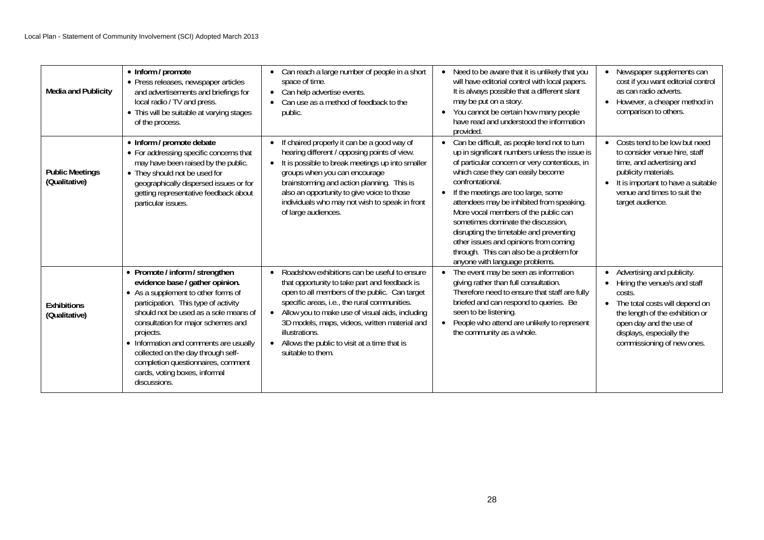| | | | | |
|---|---|---|---|---|
| **Media and Publicity** | • **Inform / promote**<br>• Press releases, newspaper articles and advertisements and briefings for local radio / TV and press.<br>• This will be suitable at varying stages of the process. | • Can reach a large number of people in a short space of time.<br>• Can help advertise events.<br>• Can use as a method of feedback to the public. | • Need to be aware that it is unlikely that you will have editorial control with local papers. It is always possible that a different slant may be put on a story.<br>• You cannot be certain how many people have read and understood the information provided. | • Newspaper supplements can cost if you want editorial control as can radio adverts.<br>• However, a cheaper method in comparison to others. |
| **Public Meetings (Qualitative)** | • **Inform / promote debate**<br>• For addressing specific concerns that may have been raised by the public.<br>• They should not be used for geographically dispersed issues or for getting representative feedback about particular issues. | • If chaired properly it can be a good way of hearing different / opposing points of view.<br>• It is possible to break meetings up into smaller groups when you can encourage brainstorming and action planning. This is also an opportunity to give voice to those individuals who may not wish to speak in front of large audiences. | • Can be difficult, as people tend not to turn up in significant numbers unless the issue is of particular concern or very contentious, in which case they can easily become confrontational.<br>• If the meetings are too large, some attendees may be inhibited from speaking. More vocal members of the public can sometimes dominate the discussion, disrupting the timetable and preventing other issues and opinions from coming through. This can also be a problem for anyone with language problems. | • Costs tend to be low but need to consider venue hire, staff time, and advertising and publicity materials.<br>• It is important to have a suitable venue and times to suit the target audience. |
| **Exhibitions (Qualitative)** | • **Promote / inform / strengthen evidence base / gather opinion.**<br>• As a supplement to other forms of participation. This type of activity should not be used as a sole means of consultation for major schemes and projects.<br>• Information and comments are usually collected on the day through self-completion questionnaires, comment cards, voting boxes, informal discussions. | • Roadshow exhibitions can be useful to ensure that opportunity to take part and feedback is open to all members of the public. Can target specific areas, i.e., the rural communities.<br>• Allow you to make use of visual aids, including 3D models, maps, videos, written material and illustrations.<br>• Allows the public to visit at a time that is suitable to them. | • The event may be seen as information giving rather than full consultation. Therefore need to ensure that staff are fully briefed and can respond to queries. Be seen to be listening.<br>• People who attend are unlikely to represent the community as a whole. | • Advertising and publicity.<br>• Hiring the venue/s and staff costs.<br>• The total costs will depend on the length of the exhibition or open day and the use of displays, especially the commissioning of new ones. |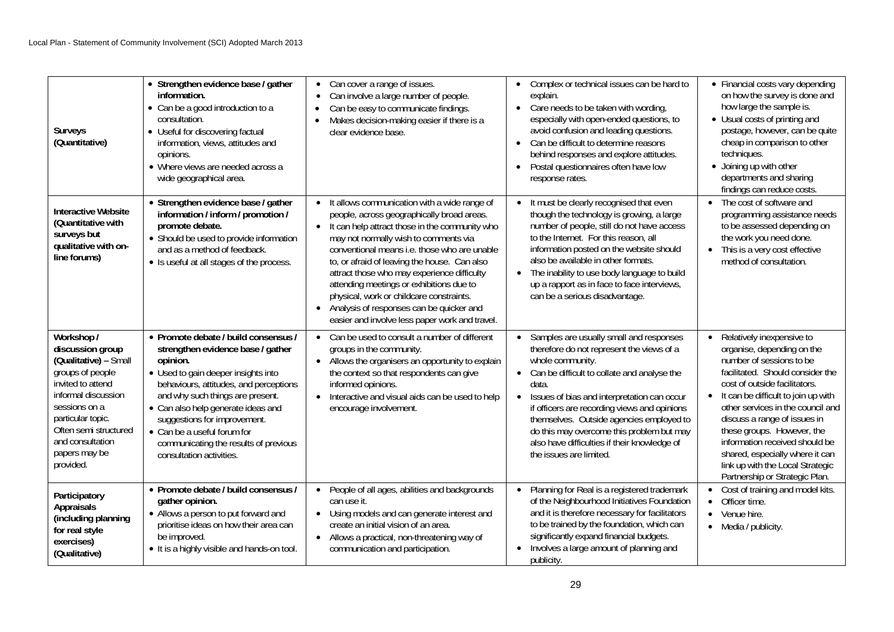| | | | | |
|---|---|---|---|---|
| **Surveys (Quantitative)** | • **Strengthen evidence base / gather information.**<br>• Can be a good introduction to a consultation.<br>• Useful for discovering factual information, views, attitudes and opinions.<br>• Where views are needed across a wide geographical area. | • Can cover a range of issues.<br>• Can involve a large number of people.<br>• Can be easy to communicate findings.<br>• Makes decision-making easier if there is a clear evidence base. | • Complex or technical issues can be hard to explain.<br>• Care needs to be taken with wording, especially with open-ended questions, to avoid confusion and leading questions.<br>• Can be difficult to determine reasons behind responses and explore attitudes.<br>• Postal questionnaires often have low response rates. | • Financial costs vary depending on how the survey is done and how large the sample is.<br>• Usual costs of printing and postage, however, can be quite cheap in comparison to other techniques.<br>• Joining up with other departments and sharing findings can reduce costs. |
| **Interactive Website (Quantitative with surveys but qualitative with on-line forums)** | • **Strengthen evidence base / gather information / inform / promotion / promote debate.**<br>• Should be used to provide information and as a method of feedback.<br>• Is useful at all stages of the process. | • It allows communication with a wide range of people, across geographically broad areas.<br>• It can help attract those in the community who may not normally wish to comments via conventional means i.e. those who are unable to, or afraid of leaving the house. Can also attract those who may experience difficulty attending meetings or exhibitions due to physical, work or childcare constraints.<br>• Analysis of responses can be quicker and easier and involve less paper work and travel. | • It must be clearly recognised that even though the technology is growing, a large number of people, still do not have access to the Internet. For this reason, all information posted on the website should also be available in other formats.<br>• The inability to use body language to build up a rapport as in face to face interviews, can be a serious disadvantage. | • The cost of software and programming assistance needs to be assessed depending on the work you need done.<br>• This is a very cost effective method of consultation. |
| **Workshop / discussion group (Qualitative)** – Small groups of people invited to attend informal discussion sessions on a particular topic. Often semi structured and consultation papers may be provided. | • **Promote debate / build consensus / strengthen evidence base / gather opinion.**<br>• Used to gain deeper insights into behaviours, attitudes, and perceptions and why such things are present.<br>• Can also help generate ideas and suggestions for improvement.<br>• Can be a useful forum for communicating the results of previous consultation activities. | • Can be used to consult a number of different groups in the community.<br>• Allows the organisers an opportunity to explain the context so that respondents can give informed opinions.<br>• Interactive and visual aids can be used to help encourage involvement. | • Samples are usually small and responses therefore do not represent the views of a whole community.<br>• Can be difficult to collate and analyse the data.<br>• Issues of bias and interpretation can occur if officers are recording views and opinions themselves. Outside agencies employed to do this may overcome this problem but may also have difficulties if their knowledge of the issues are limited. | • Relatively inexpensive to organise, depending on the number of sessions to be facilitated. Should consider the cost of outside facilitators.<br>• It can be difficult to join up with other services in the council and discuss a range of issues in these groups. However, the information received should be shared, especially where it can link up with the Local Strategic Partnership or Strategic Plan. |
| **Participatory Appraisals (including planning for real style exercises) (Qualitative)** | • **Promote debate / build consensus / gather opinion.**<br>• Allows a person to put forward and prioritise ideas on how their area can be improved.<br>• It is a highly visible and hands-on tool. | • People of all ages, abilities and backgrounds can use it.<br>• Using models and can generate interest and create an initial vision of an area.<br>• Allows a practical, non-threatening way of communication and participation. | • Planning for Real is a registered trademark of the Neighbourhood Initiatives Foundation and it is therefore necessary for facilitators to be trained by the foundation, which can significantly expand financial budgets.<br>• Involves a large amount of planning and publicity. | • Cost of training and model kits.<br>• Officer time.<br>• Venue hire.<br>• Media / publicity. |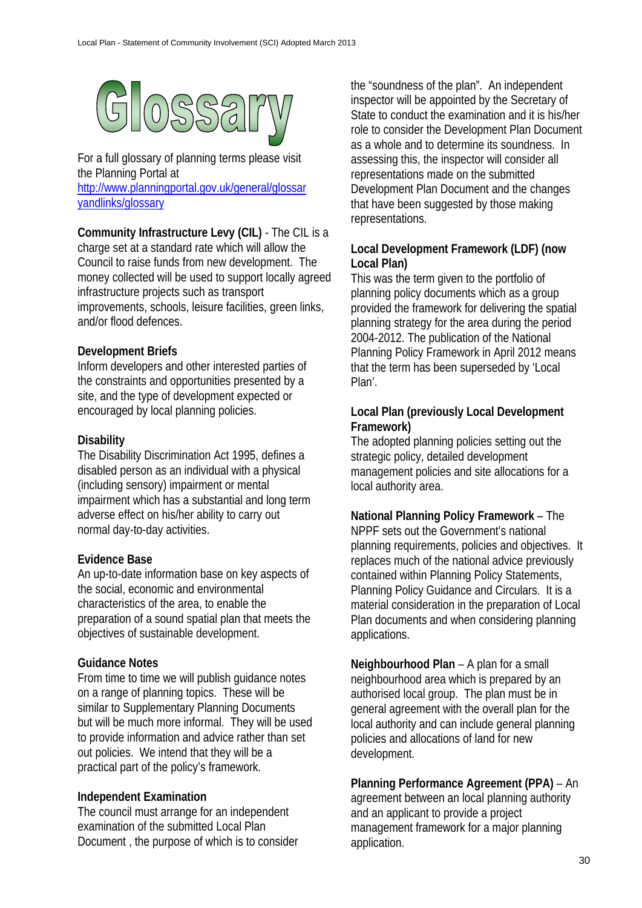# Glossary

For a full glossary of planning terms please visit the Planning Portal at http://www.planningportal.gov.uk/general/glossaryandlinks/glossary

**Community Infrastructure Levy (CIL)** - The CIL is a charge set at a standard rate which will allow the Council to raise funds from new development. The money collected will be used to support locally agreed infrastructure projects such as transport improvements, schools, leisure facilities, green links, and/or flood defences.

**Development Briefs**
Inform developers and other interested parties of the constraints and opportunities presented by a site, and the type of development expected or encouraged by local planning policies.

**Disability**
The Disability Discrimination Act 1995, defines a disabled person as an individual with a physical (including sensory) impairment or mental impairment which has a substantial and long term adverse effect on his/her ability to carry out normal day-to-day activities.

**Evidence Base**
An up-to-date information base on key aspects of the social, economic and environmental characteristics of the area, to enable the preparation of a sound spatial plan that meets the objectives of sustainable development.

**Guidance Notes**
From time to time we will publish guidance notes on a range of planning topics. These will be similar to Supplementary Planning Documents but will be much more informal. They will be used to provide information and advice rather than set out policies. We intend that they will be a practical part of the policy's framework.

**Independent Examination**
The council must arrange for an independent examination of the submitted Local Plan Document , the purpose of which is to consider the "soundness of the plan". An independent inspector will be appointed by the Secretary of State to conduct the examination and it is his/her role to consider the Development Plan Document as a whole and to determine its soundness. In assessing this, the inspector will consider all representations made on the submitted Development Plan Document and the changes that have been suggested by those making representations.

**Local Development Framework (LDF) (now Local Plan)**
This was the term given to the portfolio of planning policy documents which as a group provided the framework for delivering the spatial planning strategy for the area during the period 2004-2012. The publication of the National Planning Policy Framework in April 2012 means that the term has been superseded by 'Local Plan'.

**Local Plan (previously Local Development Framework)**
The adopted planning policies setting out the strategic policy, detailed development management policies and site allocations for a local authority area.

**National Planning Policy Framework** – The NPPF sets out the Government's national planning requirements, policies and objectives. It replaces much of the national advice previously contained within Planning Policy Statements, Planning Policy Guidance and Circulars. It is a material consideration in the preparation of Local Plan documents and when considering planning applications.

**Neighbourhood Plan** – A plan for a small neighbourhood area which is prepared by an authorised local group. The plan must be in general agreement with the overall plan for the local authority and can include general planning policies and allocations of land for new development.

**Planning Performance Agreement (PPA)** – An agreement between an local planning authority and an applicant to provide a project management framework for a major planning application.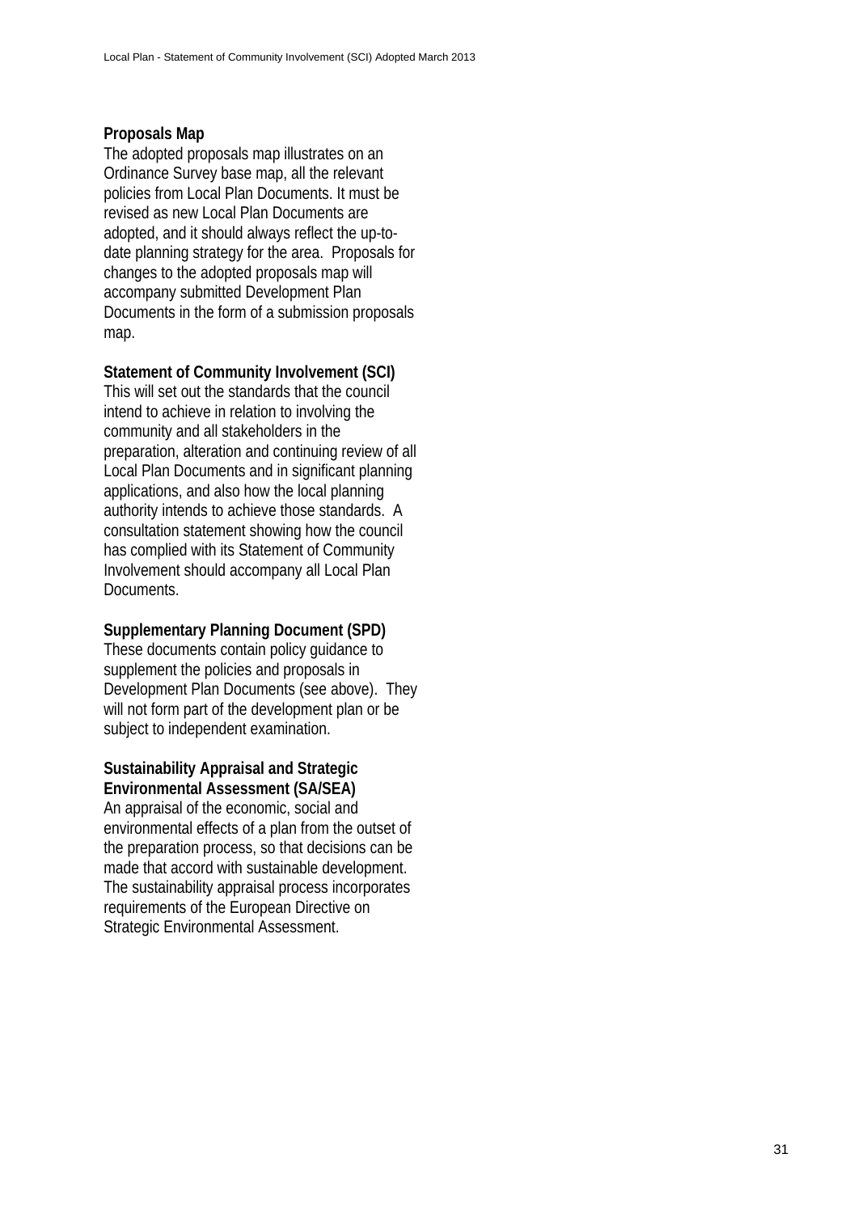**Proposals Map**
The adopted proposals map illustrates on an Ordinance Survey base map, all the relevant policies from Local Plan Documents. It must be revised as new Local Plan Documents are adopted, and it should always reflect the up-to-date planning strategy for the area. Proposals for changes to the adopted proposals map will accompany submitted Development Plan Documents in the form of a submission proposals map.

**Statement of Community Involvement (SCI)**
This will set out the standards that the council intend to achieve in relation to involving the community and all stakeholders in the preparation, alteration and continuing review of all Local Plan Documents and in significant planning applications, and also how the local planning authority intends to achieve those standards. A consultation statement showing how the council has complied with its Statement of Community Involvement should accompany all Local Plan Documents.

**Supplementary Planning Document (SPD)**
These documents contain policy guidance to supplement the policies and proposals in Development Plan Documents (see above). They will not form part of the development plan or be subject to independent examination.

**Sustainability Appraisal and Strategic Environmental Assessment (SA/SEA)**
An appraisal of the economic, social and environmental effects of a plan from the outset of the preparation process, so that decisions can be made that accord with sustainable development. The sustainability appraisal process incorporates requirements of the European Directive on Strategic Environmental Assessment.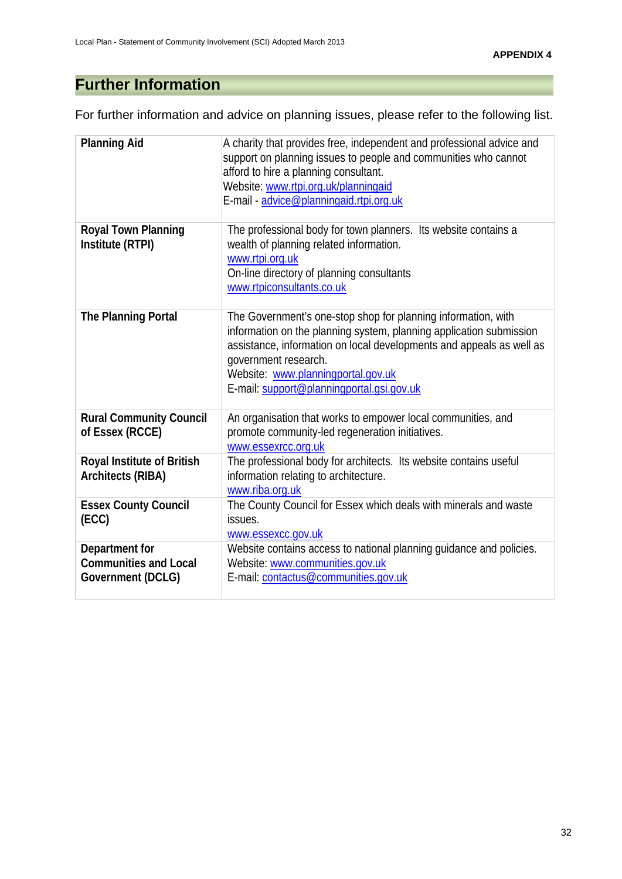**APPENDIX 4**

## Further Information

For further information and advice on planning issues, please refer to the following list.

| | |
|---|---|
| **Planning Aid** | A charity that provides free, independent and professional advice and support on planning issues to people and communities who cannot afford to hire a planning consultant.<br>Website: www.rtpi.org.uk/planningaid<br>E-mail - advice@planningaid.rtpi.org.uk |
| **Royal Town Planning Institute (RTPI)** | The professional body for town planners. Its website contains a wealth of planning related information.<br>www.rtpi.org.uk<br>On-line directory of planning consultants<br>www.rtpiconsultants.co.uk |
| **The Planning Portal** | The Government's one-stop shop for planning information, with information on the planning system, planning application submission assistance, information on local developments and appeals as well as government research.<br>Website: www.planningportal.gov.uk<br>E-mail: support@planningportal.gsi.gov.uk |
| **Rural Community Council of Essex (RCCE)** | An organisation that works to empower local communities, and promote community-led regeneration initiatives.<br>www.essexrcc.org.uk |
| **Royal Institute of British Architects (RIBA)** | The professional body for architects. Its website contains useful information relating to architecture.<br>www.riba.org.uk |
| **Essex County Council (ECC)** | The County Council for Essex which deals with minerals and waste issues.<br>www.essexcc.gov.uk |
| **Department for Communities and Local Government (DCLG)** | Website contains access to national planning guidance and policies.<br>Website: www.communities.gov.uk<br>E-mail: contactus@communities.gov.uk |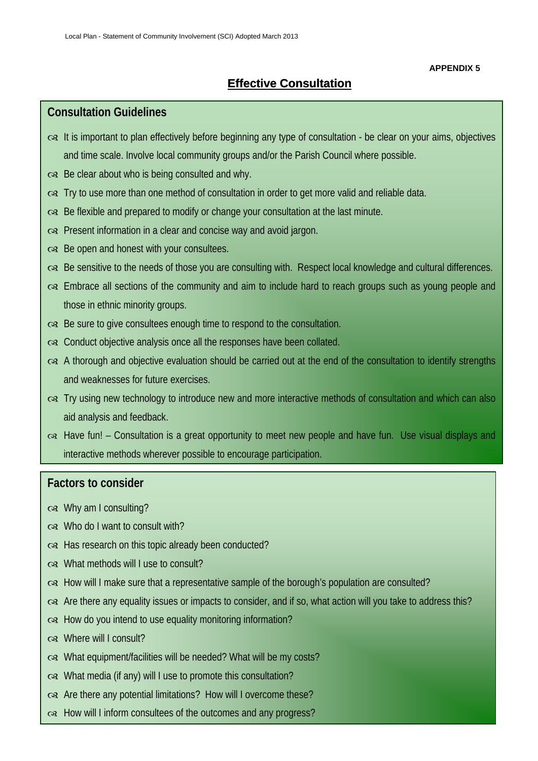**APPENDIX 5**

# Effective Consultation

## Consultation Guidelines

- It is important to plan effectively before beginning any type of consultation - be clear on your aims, objectives and time scale. Involve local community groups and/or the Parish Council where possible.
- Be clear about who is being consulted and why.
- Try to use more than one method of consultation in order to get more valid and reliable data.
- Be flexible and prepared to modify or change your consultation at the last minute.
- Present information in a clear and concise way and avoid jargon.
- Be open and honest with your consultees.
- Be sensitive to the needs of those you are consulting with. Respect local knowledge and cultural differences.
- Embrace all sections of the community and aim to include hard to reach groups such as young people and those in ethnic minority groups.
- Be sure to give consultees enough time to respond to the consultation.
- Conduct objective analysis once all the responses have been collated.
- A thorough and objective evaluation should be carried out at the end of the consultation to identify strengths and weaknesses for future exercises.
- Try using new technology to introduce new and more interactive methods of consultation and which can also aid analysis and feedback.
- Have fun! – Consultation is a great opportunity to meet new people and have fun. Use visual displays and interactive methods wherever possible to encourage participation.

## Factors to consider

- Why am I consulting?
- Who do I want to consult with?
- Has research on this topic already been conducted?
- What methods will I use to consult?
- How will I make sure that a representative sample of the borough's population are consulted?
- Are there any equality issues or impacts to consider, and if so, what action will you take to address this?
- How do you intend to use equality monitoring information?
- Where will I consult?
- What equipment/facilities will be needed? What will be my costs?
- What media (if any) will I use to promote this consultation?
- Are there any potential limitations? How will I overcome these?
- How will I inform consultees of the outcomes and any progress?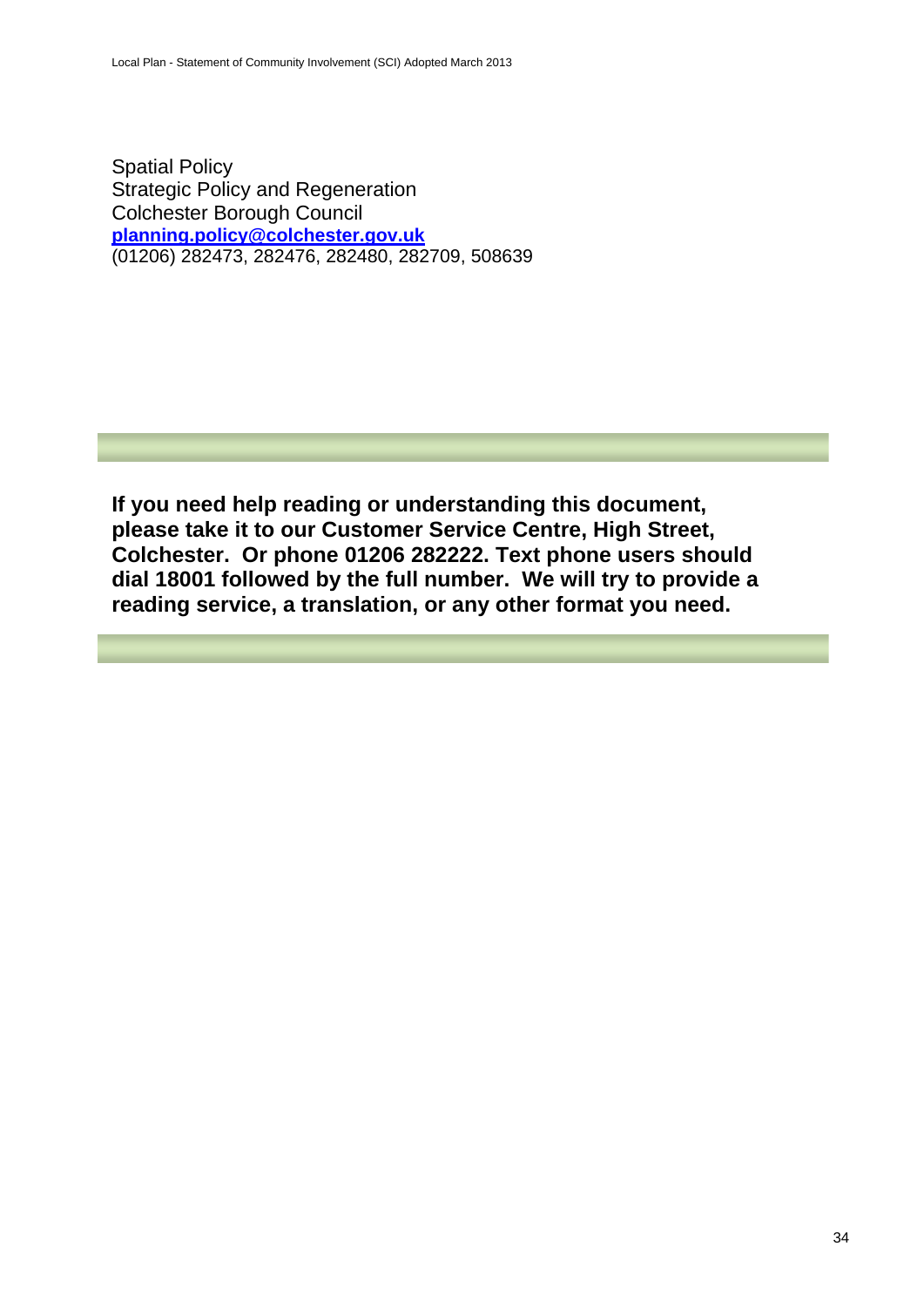Spatial Policy
Strategic Policy and Regeneration
Colchester Borough Council
**planning.policy@colchester.gov.uk**
(01206) 282473, 282476, 282480, 282709, 508639

**If you need help reading or understanding this document, please take it to our Customer Service Centre, High Street, Colchester. Or phone 01206 282222. Text phone users should dial 18001 followed by the full number. We will try to provide a reading service, a translation, or any other format you need.**